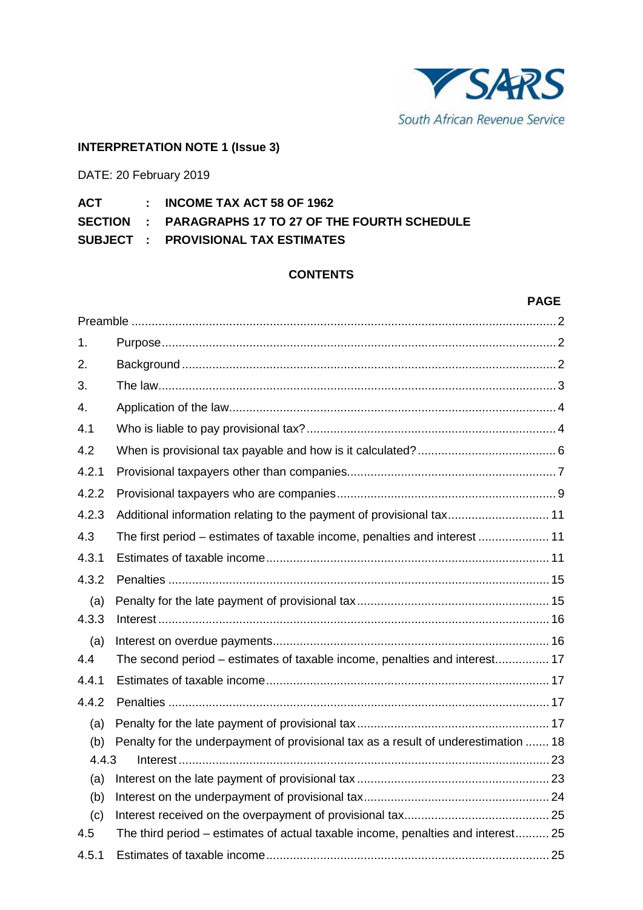SARS
South African Revenue Service

**INTERPRETATION NOTE 1 (Issue 3)**

DATE: 20 February 2019

**ACT : INCOME TAX ACT 58 OF 1962**
**SECTION : PARAGRAPHS 17 TO 27 OF THE FOURTH SCHEDULE**
**SUBJECT : PROVISIONAL TAX ESTIMATES**

## CONTENTS

| | | **PAGE** |
|---|---|---|
| Preamble | | 2 |
| 1. | Purpose | 2 |
| 2. | Background | 2 |
| 3. | The law | 3 |
| 4. | Application of the law | 4 |
| 4.1 | Who is liable to pay provisional tax? | 4 |
| 4.2 | When is provisional tax payable and how is it calculated? | 6 |
| 4.2.1 | Provisional taxpayers other than companies | 7 |
| 4.2.2 | Provisional taxpayers who are companies | 9 |
| 4.2.3 | Additional information relating to the payment of provisional tax | 11 |
| 4.3 | The first period – estimates of taxable income, penalties and interest | 11 |
| 4.3.1 | Estimates of taxable income | 11 |
| 4.3.2 | Penalties | 15 |
| (a) | Penalty for the late payment of provisional tax | 15 |
| 4.3.3 | Interest | 16 |
| (a) | Interest on overdue payments | 16 |
| 4.4 | The second period – estimates of taxable income, penalties and interest | 17 |
| 4.4.1 | Estimates of taxable income | 17 |
| 4.4.2 | Penalties | 17 |
| (a) | Penalty for the late payment of provisional tax | 17 |
| (b) | Penalty for the underpayment of provisional tax as a result of underestimation | 18 |
| 4.4.3 | Interest | 23 |
| (a) | Interest on the late payment of provisional tax | 23 |
| (b) | Interest on the underpayment of provisional tax | 24 |
| (c) | Interest received on the overpayment of provisional tax | 25 |
| 4.5 | The third period – estimates of actual taxable income, penalties and interest | 25 |
| 4.5.1 | Estimates of taxable income | 25 |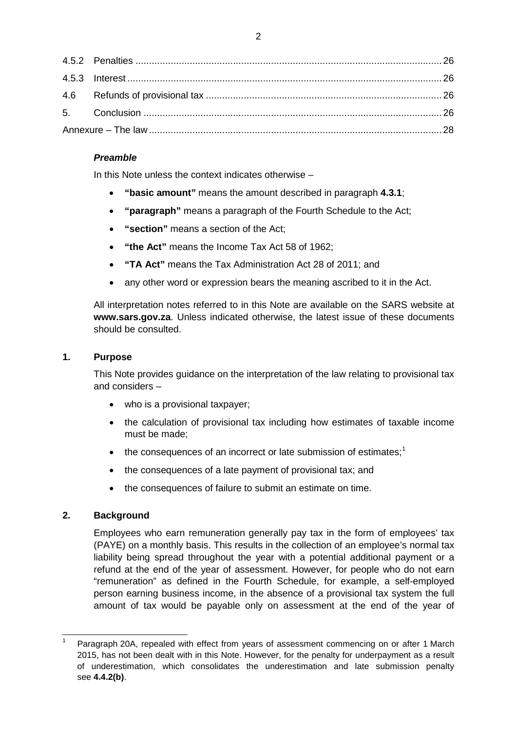| | | |
|---|---|---|
| 4.5.2 | Penalties | 26 |
| 4.5.3 | Interest | 26 |
| 4.6 | Refunds of provisional tax | 26 |
| 5. | Conclusion | 26 |
| Annexure – The law | | 28 |

***Preamble***

In this Note unless the context indicates otherwise –

- **"basic amount"** means the amount described in paragraph **4.3.1**;
- **"paragraph"** means a paragraph of the Fourth Schedule to the Act;
- **"section"** means a section of the Act;
- **"the Act"** means the Income Tax Act 58 of 1962;
- **"TA Act"** means the Tax Administration Act 28 of 2011; and
- any other word or expression bears the meaning ascribed to it in the Act.

All interpretation notes referred to in this Note are available on the SARS website at **www.sars.gov.za**. Unless indicated otherwise, the latest issue of these documents should be consulted.

## 1. Purpose

This Note provides guidance on the interpretation of the law relating to provisional tax and considers –

- who is a provisional taxpayer;
- the calculation of provisional tax including how estimates of taxable income must be made;
- the consequences of an incorrect or late submission of estimates;[1]
- the consequences of a late payment of provisional tax; and
- the consequences of failure to submit an estimate on time.

## 2. Background

Employees who earn remuneration generally pay tax in the form of employees' tax (PAYE) on a monthly basis. This results in the collection of an employee's normal tax liability being spread throughout the year with a potential additional payment or a refund at the end of the year of assessment. However, for people who do not earn "remuneration" as defined in the Fourth Schedule, for example, a self-employed person earning business income, in the absence of a provisional tax system the full amount of tax would be payable only on assessment at the end of the year of

---

[1] Paragraph 20A, repealed with effect from years of assessment commencing on or after 1 March 2015, has not been dealt with in this Note. However, for the penalty for underpayment as a result of underestimation, which consolidates the underestimation and late submission penalty see **4.4.2(b)**.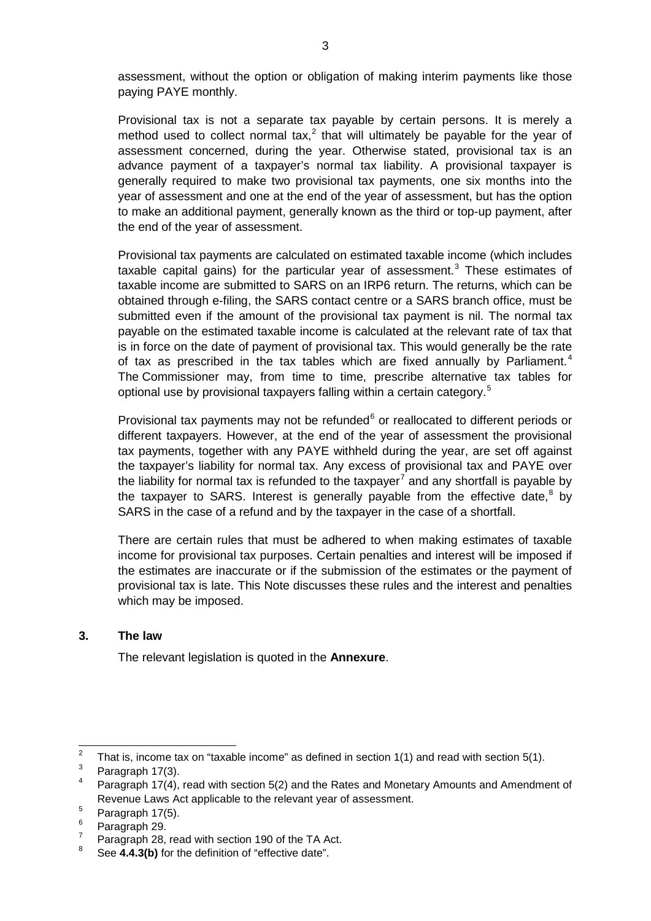assessment, without the option or obligation of making interim payments like those paying PAYE monthly.

Provisional tax is not a separate tax payable by certain persons. It is merely a method used to collect normal tax,[2] that will ultimately be payable for the year of assessment concerned, during the year. Otherwise stated, provisional tax is an advance payment of a taxpayer's normal tax liability. A provisional taxpayer is generally required to make two provisional tax payments, one six months into the year of assessment and one at the end of the year of assessment, but has the option to make an additional payment, generally known as the third or top-up payment, after the end of the year of assessment.

Provisional tax payments are calculated on estimated taxable income (which includes taxable capital gains) for the particular year of assessment.[3] These estimates of taxable income are submitted to SARS on an IRP6 return. The returns, which can be obtained through e-filing, the SARS contact centre or a SARS branch office, must be submitted even if the amount of the provisional tax payment is nil. The normal tax payable on the estimated taxable income is calculated at the relevant rate of tax that is in force on the date of payment of provisional tax. This would generally be the rate of tax as prescribed in the tax tables which are fixed annually by Parliament.[4] The Commissioner may, from time to time, prescribe alternative tax tables for optional use by provisional taxpayers falling within a certain category.[5]

Provisional tax payments may not be refunded[6] or reallocated to different periods or different taxpayers. However, at the end of the year of assessment the provisional tax payments, together with any PAYE withheld during the year, are set off against the taxpayer's liability for normal tax. Any excess of provisional tax and PAYE over the liability for normal tax is refunded to the taxpayer[7] and any shortfall is payable by the taxpayer to SARS. Interest is generally payable from the effective date,[8] by SARS in the case of a refund and by the taxpayer in the case of a shortfall.

There are certain rules that must be adhered to when making estimates of taxable income for provisional tax purposes. Certain penalties and interest will be imposed if the estimates are inaccurate or if the submission of the estimates or the payment of provisional tax is late. This Note discusses these rules and the interest and penalties which may be imposed.

## 3. The law

The relevant legislation is quoted in the **Annexure**.

---

[2] That is, income tax on "taxable income" as defined in section 1(1) and read with section 5(1).

[3] Paragraph 17(3).

[4] Paragraph 17(4), read with section 5(2) and the Rates and Monetary Amounts and Amendment of Revenue Laws Act applicable to the relevant year of assessment.

[5] Paragraph 17(5).

[6] Paragraph 29.

[7] Paragraph 28, read with section 190 of the TA Act.

[8] See **4.4.3(b)** for the definition of "effective date".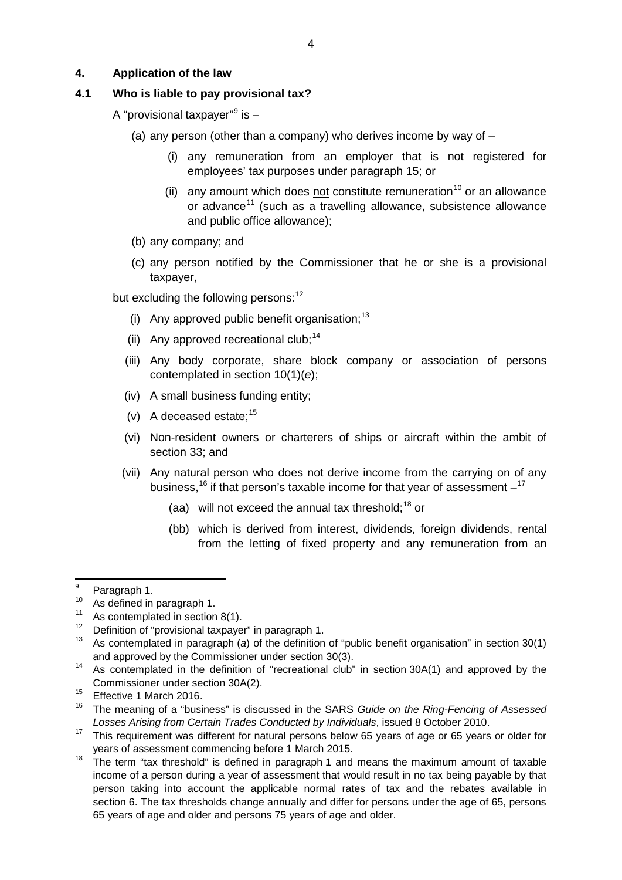## 4. Application of the law

### 4.1 Who is liable to pay provisional tax?

A "provisional taxpayer"[9] is –

(a) any person (other than a company) who derives income by way of –

   (i) any remuneration from an employer that is not registered for employees' tax purposes under paragraph 15; or

   (ii) any amount which does not constitute remuneration[10] or an allowance or advance[11] (such as a travelling allowance, subsistence allowance and public office allowance);

(b) any company; and

(c) any person notified by the Commissioner that he or she is a provisional taxpayer,

but excluding the following persons:[12]

(i) Any approved public benefit organisation;[13]

(ii) Any approved recreational club;[14]

(iii) Any body corporate, share block company or association of persons contemplated in section 10(1)(*e*);

(iv) A small business funding entity;

(v) A deceased estate;[15]

(vi) Non-resident owners or charterers of ships or aircraft within the ambit of section 33; and

(vii) Any natural person who does not derive income from the carrying on of any business,[16] if that person's taxable income for that year of assessment –[17]

   (aa) will not exceed the annual tax threshold;[18] or

   (bb) which is derived from interest, dividends, foreign dividends, rental from the letting of fixed property and any remuneration from an

---

9 Paragraph 1.

10 As defined in paragraph 1.

11 As contemplated in section 8(1).

12 Definition of "provisional taxpayer" in paragraph 1.

13 As contemplated in paragraph (*a*) of the definition of "public benefit organisation" in section 30(1) and approved by the Commissioner under section 30(3).

14 As contemplated in the definition of "recreational club" in section 30A(1) and approved by the Commissioner under section 30A(2).

15 Effective 1 March 2016.

16 The meaning of a "business" is discussed in the SARS *Guide on the Ring-Fencing of Assessed Losses Arising from Certain Trades Conducted by Individuals*, issued 8 October 2010.

17 This requirement was different for natural persons below 65 years of age or 65 years or older for years of assessment commencing before 1 March 2015.

18 The term "tax threshold" is defined in paragraph 1 and means the maximum amount of taxable income of a person during a year of assessment that would result in no tax being payable by that person taking into account the applicable normal rates of tax and the rebates available in section 6. The tax thresholds change annually and differ for persons under the age of 65, persons 65 years of age and older and persons 75 years of age and older.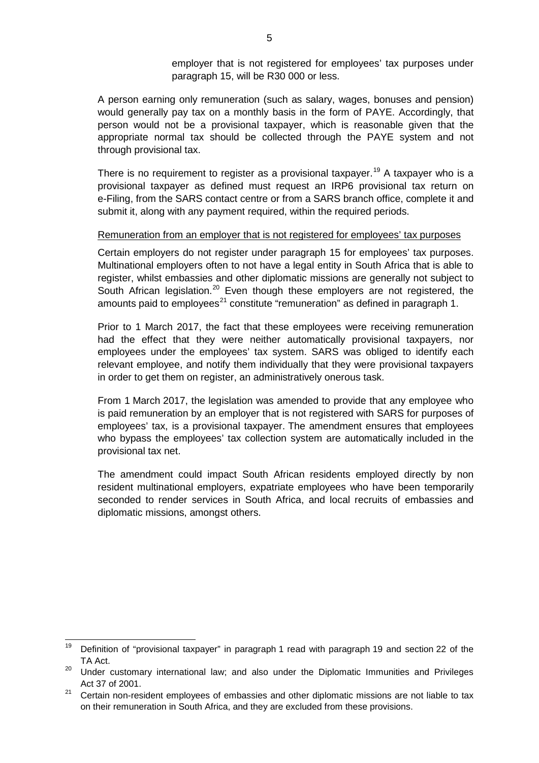employer that is not registered for employees' tax purposes under paragraph 15, will be R30 000 or less.

A person earning only remuneration (such as salary, wages, bonuses and pension) would generally pay tax on a monthly basis in the form of PAYE. Accordingly, that person would not be a provisional taxpayer, which is reasonable given that the appropriate normal tax should be collected through the PAYE system and not through provisional tax.

There is no requirement to register as a provisional taxpayer.[19] A taxpayer who is a provisional taxpayer as defined must request an IRP6 provisional tax return on e-Filing, from the SARS contact centre or from a SARS branch office, complete it and submit it, along with any payment required, within the required periods.

<u>Remuneration from an employer that is not registered for employees' tax purposes</u>

Certain employers do not register under paragraph 15 for employees' tax purposes. Multinational employers often to not have a legal entity in South Africa that is able to register, whilst embassies and other diplomatic missions are generally not subject to South African legislation.[20] Even though these employers are not registered, the amounts paid to employees[21] constitute "remuneration" as defined in paragraph 1.

Prior to 1 March 2017, the fact that these employees were receiving remuneration had the effect that they were neither automatically provisional taxpayers, nor employees under the employees' tax system. SARS was obliged to identify each relevant employee, and notify them individually that they were provisional taxpayers in order to get them on register, an administratively onerous task.

From 1 March 2017, the legislation was amended to provide that any employee who is paid remuneration by an employer that is not registered with SARS for purposes of employees' tax, is a provisional taxpayer. The amendment ensures that employees who bypass the employees' tax collection system are automatically included in the provisional tax net.

The amendment could impact South African residents employed directly by non resident multinational employers, expatriate employees who have been temporarily seconded to render services in South Africa, and local recruits of embassies and diplomatic missions, amongst others.

---

[19] Definition of "provisional taxpayer" in paragraph 1 read with paragraph 19 and section 22 of the TA Act.

[20] Under customary international law; and also under the Diplomatic Immunities and Privileges Act 37 of 2001.

[21] Certain non-resident employees of embassies and other diplomatic missions are not liable to tax on their remuneration in South Africa, and they are excluded from these provisions.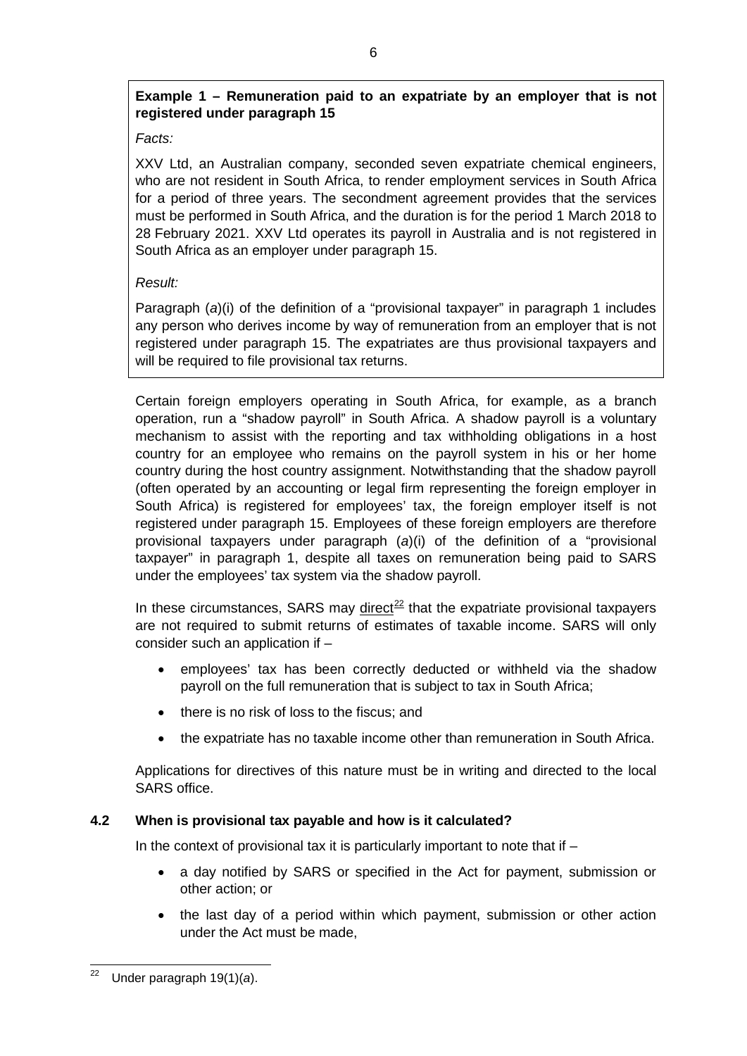**Example 1 – Remuneration paid to an expatriate by an employer that is not registered under paragraph 15**

*Facts:*

XXV Ltd, an Australian company, seconded seven expatriate chemical engineers, who are not resident in South Africa, to render employment services in South Africa for a period of three years. The secondment agreement provides that the services must be performed in South Africa, and the duration is for the period 1 March 2018 to 28 February 2021. XXV Ltd operates its payroll in Australia and is not registered in South Africa as an employer under paragraph 15.

*Result:*

Paragraph (*a*)(i) of the definition of a "provisional taxpayer" in paragraph 1 includes any person who derives income by way of remuneration from an employer that is not registered under paragraph 15. The expatriates are thus provisional taxpayers and will be required to file provisional tax returns.

Certain foreign employers operating in South Africa, for example, as a branch operation, run a "shadow payroll" in South Africa. A shadow payroll is a voluntary mechanism to assist with the reporting and tax withholding obligations in a host country for an employee who remains on the payroll system in his or her home country during the host country assignment. Notwithstanding that the shadow payroll (often operated by an accounting or legal firm representing the foreign employer in South Africa) is registered for employees' tax, the foreign employer itself is not registered under paragraph 15. Employees of these foreign employers are therefore provisional taxpayers under paragraph (*a*)(i) of the definition of a "provisional taxpayer" in paragraph 1, despite all taxes on remuneration being paid to SARS under the employees' tax system via the shadow payroll.

In these circumstances, SARS may direct[22] that the expatriate provisional taxpayers are not required to submit returns of estimates of taxable income. SARS will only consider such an application if –

- employees' tax has been correctly deducted or withheld via the shadow payroll on the full remuneration that is subject to tax in South Africa;
- there is no risk of loss to the fiscus; and
- the expatriate has no taxable income other than remuneration in South Africa.

Applications for directives of this nature must be in writing and directed to the local SARS office.

## 4.2 When is provisional tax payable and how is it calculated?

In the context of provisional tax it is particularly important to note that if –

- a day notified by SARS or specified in the Act for payment, submission or other action; or
- the last day of a period within which payment, submission or other action under the Act must be made,

---

[22] Under paragraph 19(1)(*a*).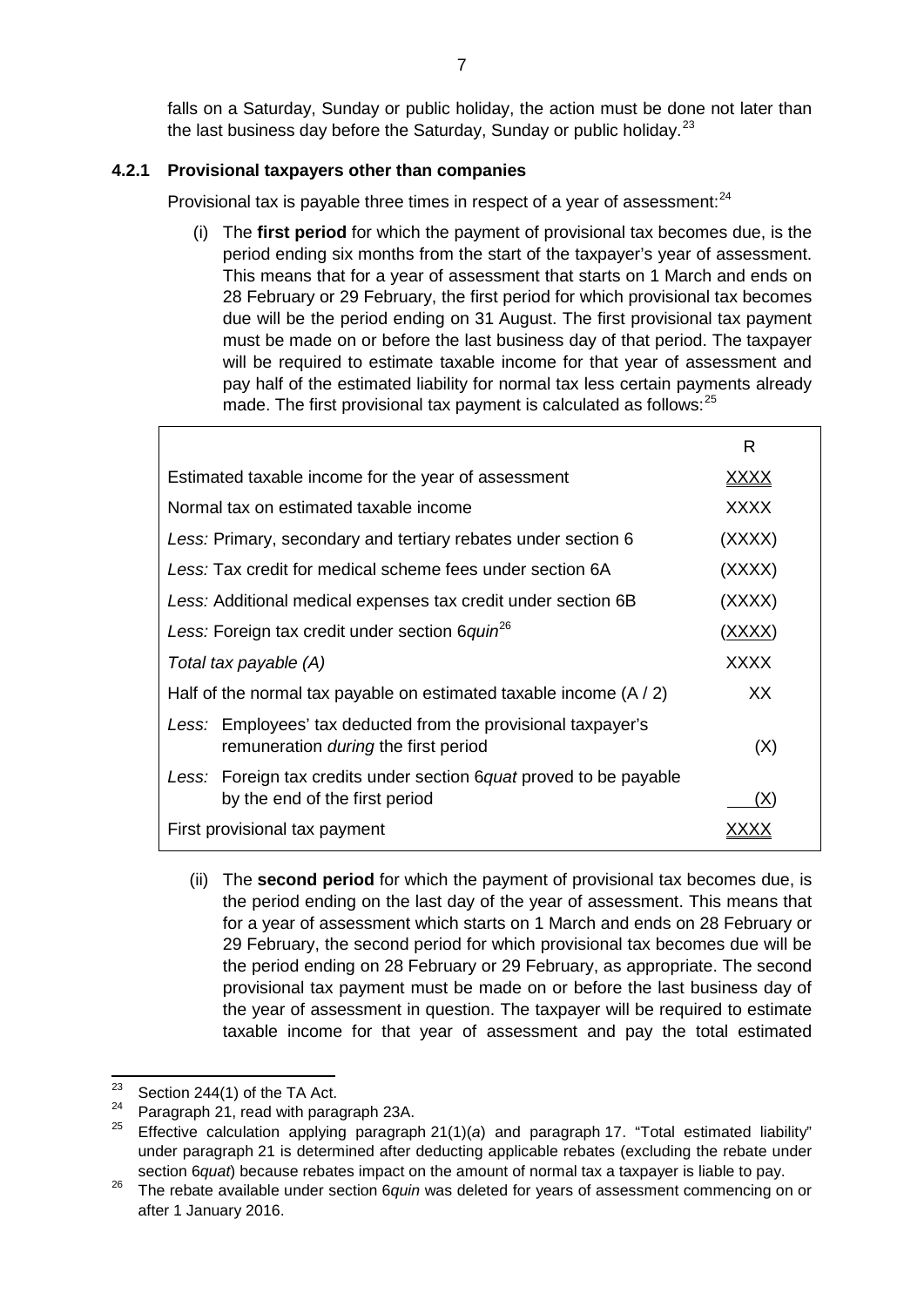falls on a Saturday, Sunday or public holiday, the action must be done not later than the last business day before the Saturday, Sunday or public holiday.[23]

#### 4.2.1 Provisional taxpayers other than companies

Provisional tax is payable three times in respect of a year of assessment:[24]

(i) The **first period** for which the payment of provisional tax becomes due, is the period ending six months from the start of the taxpayer's year of assessment. This means that for a year of assessment that starts on 1 March and ends on 28 February or 29 February, the first period for which provisional tax becomes due will be the period ending on 31 August. The first provisional tax payment must be made on or before the last business day of that period. The taxpayer will be required to estimate taxable income for that year of assessment and pay half of the estimated liability for normal tax less certain payments already made. The first provisional tax payment is calculated as follows:[25]

| | R |
|---|---|
| Estimated taxable income for the year of assessment | XXXX |
| Normal tax on estimated taxable income | XXXX |
| *Less:* Primary, secondary and tertiary rebates under section 6 | (XXXX) |
| *Less:* Tax credit for medical scheme fees under section 6A | (XXXX) |
| *Less:* Additional medical expenses tax credit under section 6B | (XXXX) |
| *Less:* Foreign tax credit under section 6*quin*[26] | (XXXX) |
| *Total tax payable (A)* | XXXX |
| Half of the normal tax payable on estimated taxable income (A / 2) | XX |
| *Less:* Employees' tax deducted from the provisional taxpayer's remuneration *during* the first period | (X) |
| *Less:* Foreign tax credits under section 6*quat* proved to be payable by the end of the first period | (X) |
| First provisional tax payment | XXXX |

(ii) The **second period** for which the payment of provisional tax becomes due, is the period ending on the last day of the year of assessment. This means that for a year of assessment which starts on 1 March and ends on 28 February or 29 February, the second period for which provisional tax becomes due will be the period ending on 28 February or 29 February, as appropriate. The second provisional tax payment must be made on or before the last business day of the year of assessment in question. The taxpayer will be required to estimate taxable income for that year of assessment and pay the total estimated

---

[23] Section 244(1) of the TA Act.

[24] Paragraph 21, read with paragraph 23A.

[25] Effective calculation applying paragraph 21(1)(*a*) and paragraph 17. "Total estimated liability" under paragraph 21 is determined after deducting applicable rebates (excluding the rebate under section 6*quat*) because rebates impact on the amount of normal tax a taxpayer is liable to pay.

[26] The rebate available under section 6*quin* was deleted for years of assessment commencing on or after 1 January 2016.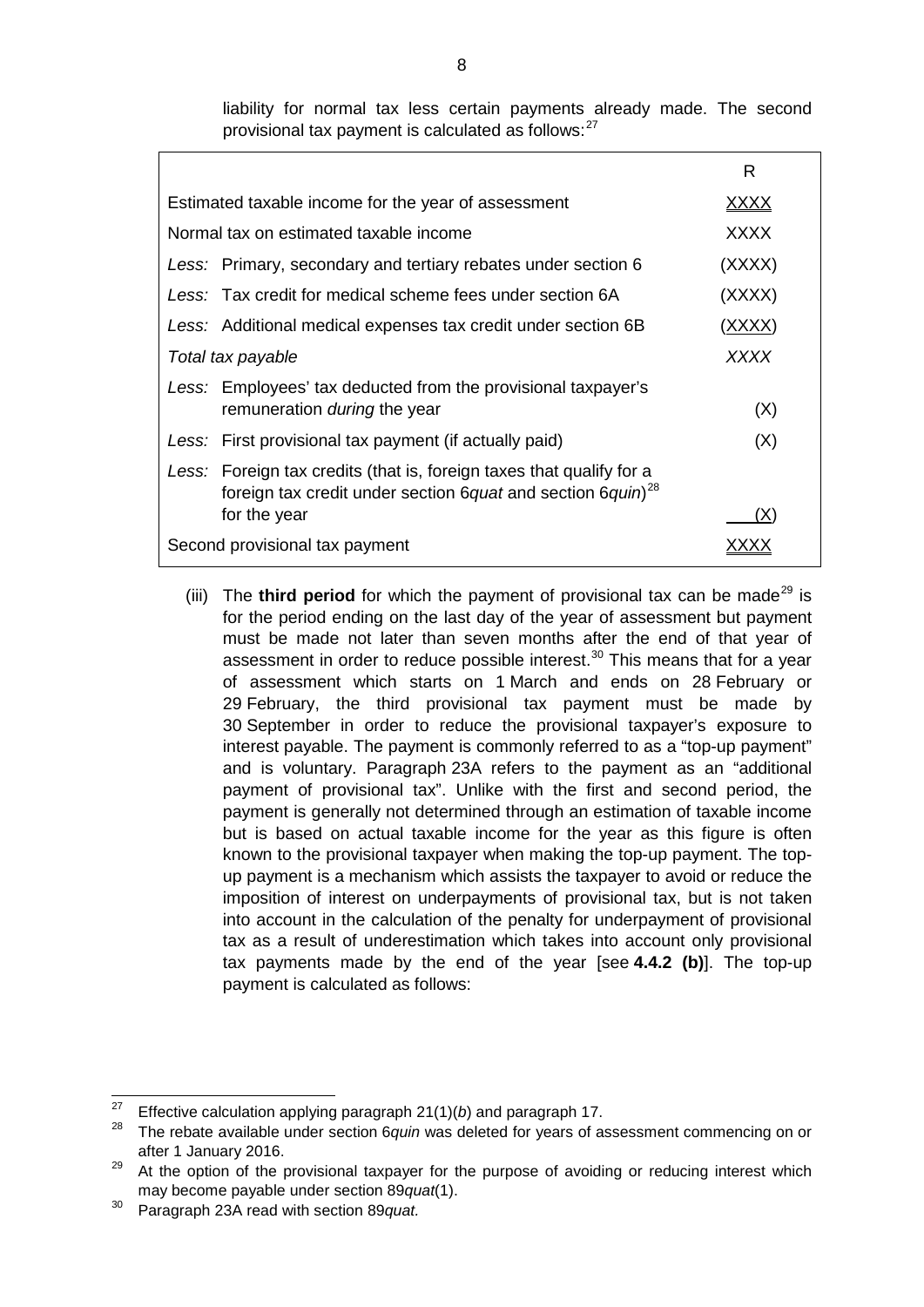liability for normal tax less certain payments already made. The second provisional tax payment is calculated as follows:[27]

| | R |
|---|---|
| Estimated taxable income for the year of assessment | XXXX |
| Normal tax on estimated taxable income | XXXX |
| *Less:* Primary, secondary and tertiary rebates under section 6 | (XXXX) |
| *Less:* Tax credit for medical scheme fees under section 6A | (XXXX) |
| *Less:* Additional medical expenses tax credit under section 6B | (XXXX) |
| *Total tax payable* | *XXXX* |
| *Less:* Employees' tax deducted from the provisional taxpayer's remuneration *during* the year | (X) |
| *Less:* First provisional tax payment (if actually paid) | (X) |
| *Less:* Foreign tax credits (that is, foreign taxes that qualify for a foreign tax credit under section 6*quat* and section 6*quin*)[28] for the year | (X) |
| Second provisional tax payment | XXXX |

(iii) The **third period** for which the payment of provisional tax can be made[29] is for the period ending on the last day of the year of assessment but payment must be made not later than seven months after the end of that year of assessment in order to reduce possible interest.[30] This means that for a year of assessment which starts on 1 March and ends on 28 February or 29 February, the third provisional tax payment must be made by 30 September in order to reduce the provisional taxpayer's exposure to interest payable. The payment is commonly referred to as a "top-up payment" and is voluntary. Paragraph 23A refers to the payment as an "additional payment of provisional tax". Unlike with the first and second period, the payment is generally not determined through an estimation of taxable income but is based on actual taxable income for the year as this figure is often known to the provisional taxpayer when making the top-up payment. The top-up payment is a mechanism which assists the taxpayer to avoid or reduce the imposition of interest on underpayments of provisional tax, but is not taken into account in the calculation of the penalty for underpayment of provisional tax as a result of underestimation which takes into account only provisional tax payments made by the end of the year [see **4.4.2 (b)**]. The top-up payment is calculated as follows:

---

[27] Effective calculation applying paragraph 21(1)(*b*) and paragraph 17.

[28] The rebate available under section 6*quin* was deleted for years of assessment commencing on or after 1 January 2016.

[29] At the option of the provisional taxpayer for the purpose of avoiding or reducing interest which may become payable under section 89*quat*(1).

[30] Paragraph 23A read with section 89*quat.*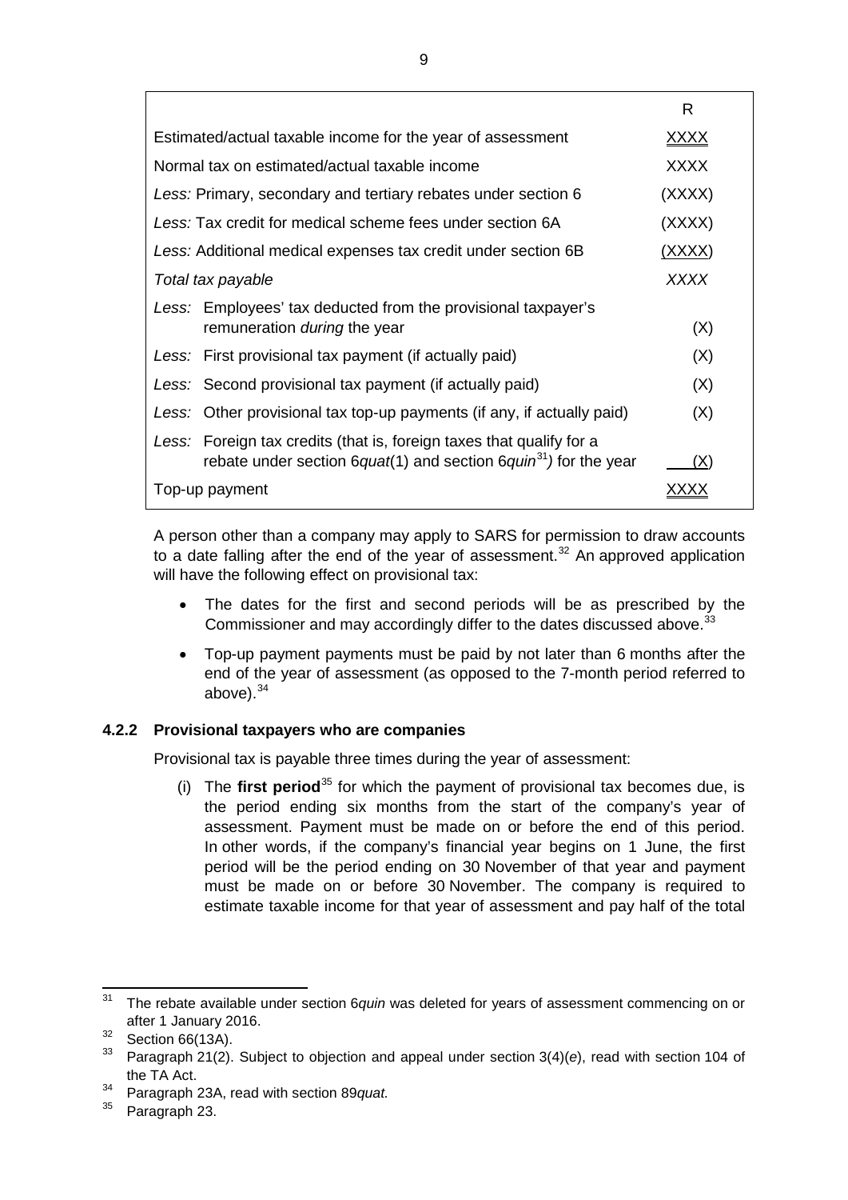| | R |
|---|---|
| Estimated/actual taxable income for the year of assessment | XXXX |
| Normal tax on estimated/actual taxable income | XXXX |
| *Less:* Primary, secondary and tertiary rebates under section 6 | (XXXX) |
| *Less:* Tax credit for medical scheme fees under section 6A | (XXXX) |
| *Less:* Additional medical expenses tax credit under section 6B | (XXXX) |
| *Total tax payable* | *XXXX* |
| *Less:* Employees' tax deducted from the provisional taxpayer's remuneration *during* the year | (X) |
| *Less:* First provisional tax payment (if actually paid) | (X) |
| *Less:* Second provisional tax payment (if actually paid) | (X) |
| *Less:* Other provisional tax top-up payments (if any, if actually paid) | (X) |
| *Less:* Foreign tax credits (that is, foreign taxes that qualify for a rebate under section 6*quat*(1) and section 6*quin*[31]*)* for the year | (X) |
| Top-up payment | XXXX |

A person other than a company may apply to SARS for permission to draw accounts to a date falling after the end of the year of assessment.[32] An approved application will have the following effect on provisional tax:

- The dates for the first and second periods will be as prescribed by the Commissioner and may accordingly differ to the dates discussed above.[33]
- Top-up payment payments must be paid by not later than 6 months after the end of the year of assessment (as opposed to the 7-month period referred to above).[34]

#### 4.2.2 Provisional taxpayers who are companies

Provisional tax is payable three times during the year of assessment:

(i) The **first period**[35] for which the payment of provisional tax becomes due, is the period ending six months from the start of the company's year of assessment. Payment must be made on or before the end of this period. In other words, if the company's financial year begins on 1 June, the first period will be the period ending on 30 November of that year and payment must be made on or before 30 November. The company is required to estimate taxable income for that year of assessment and pay half of the total

---

[31] The rebate available under section 6*quin* was deleted for years of assessment commencing on or after 1 January 2016.

[32] Section 66(13A).

[33] Paragraph 21(2). Subject to objection and appeal under section 3(4)(*e*), read with section 104 of the TA Act.

[34] Paragraph 23A, read with section 89*quat.*

[35] Paragraph 23.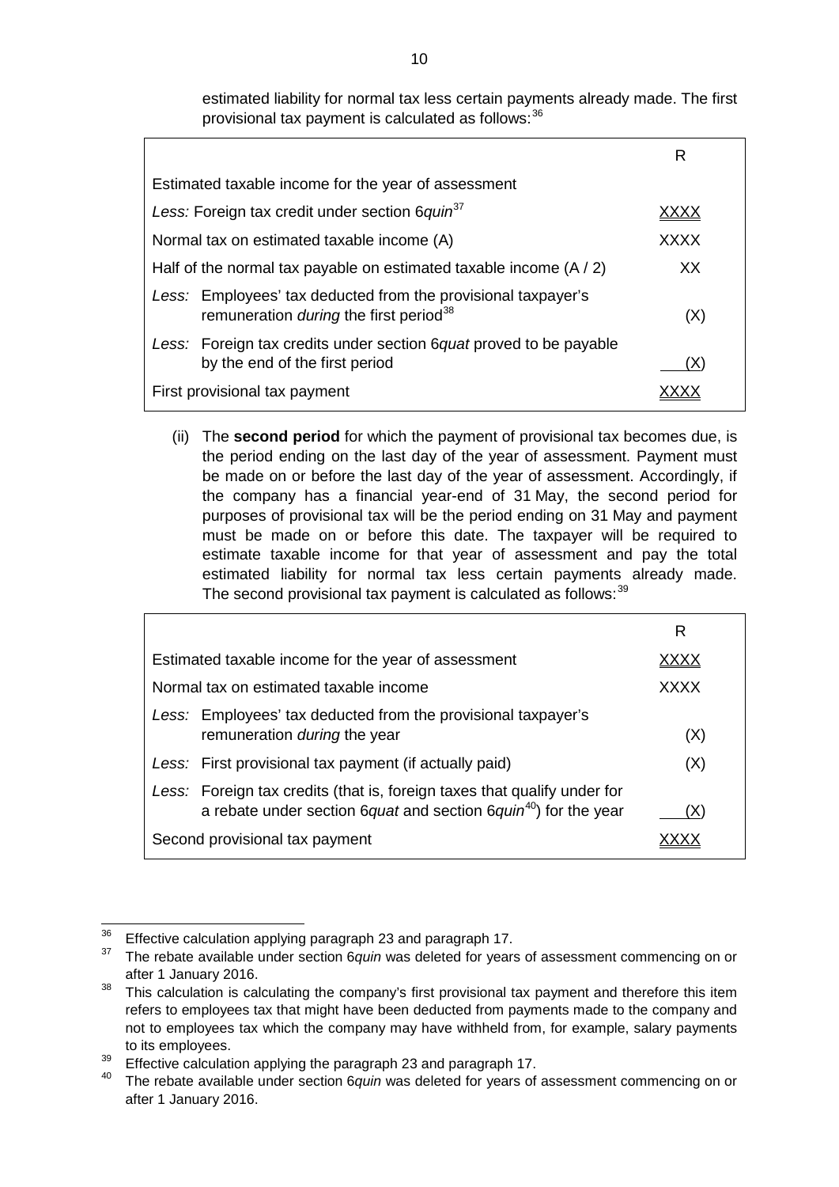estimated liability for normal tax less certain payments already made. The first provisional tax payment is calculated as follows:[36]

| | R |
|---|---|
| Estimated taxable income for the year of assessment | |
| *Less:* Foreign tax credit under section 6*quin*[37] | XXXX |
| Normal tax on estimated taxable income (A) | XXXX |
| Half of the normal tax payable on estimated taxable income (A / 2) | XX |
| *Less:* Employees' tax deducted from the provisional taxpayer's remuneration *during* the first period[38] | (X) |
| *Less:* Foreign tax credits under section 6*quat* proved to be payable by the end of the first period | (X) |
| First provisional tax payment | XXXX |

(ii) The **second period** for which the payment of provisional tax becomes due, is the period ending on the last day of the year of assessment. Payment must be made on or before the last day of the year of assessment. Accordingly, if the company has a financial year-end of 31 May, the second period for purposes of provisional tax will be the period ending on 31 May and payment must be made on or before this date. The taxpayer will be required to estimate taxable income for that year of assessment and pay the total estimated liability for normal tax less certain payments already made. The second provisional tax payment is calculated as follows:[39]

| | R |
|---|---|
| Estimated taxable income for the year of assessment | XXXX |
| Normal tax on estimated taxable income | XXXX |
| *Less:* Employees' tax deducted from the provisional taxpayer's remuneration *during* the year | (X) |
| *Less:* First provisional tax payment (if actually paid) | (X) |
| *Less:* Foreign tax credits (that is, foreign taxes that qualify under for a rebate under section 6*quat* and section 6*quin*[40]) for the year | (X) |
| Second provisional tax payment | XXXX |

---

[36] Effective calculation applying paragraph 23 and paragraph 17.

[37] The rebate available under section 6*quin* was deleted for years of assessment commencing on or after 1 January 2016.

[38] This calculation is calculating the company's first provisional tax payment and therefore this item refers to employees tax that might have been deducted from payments made to the company and not to employees tax which the company may have withheld from, for example, salary payments to its employees.

[39] Effective calculation applying the paragraph 23 and paragraph 17.

[40] The rebate available under section 6*quin* was deleted for years of assessment commencing on or after 1 January 2016.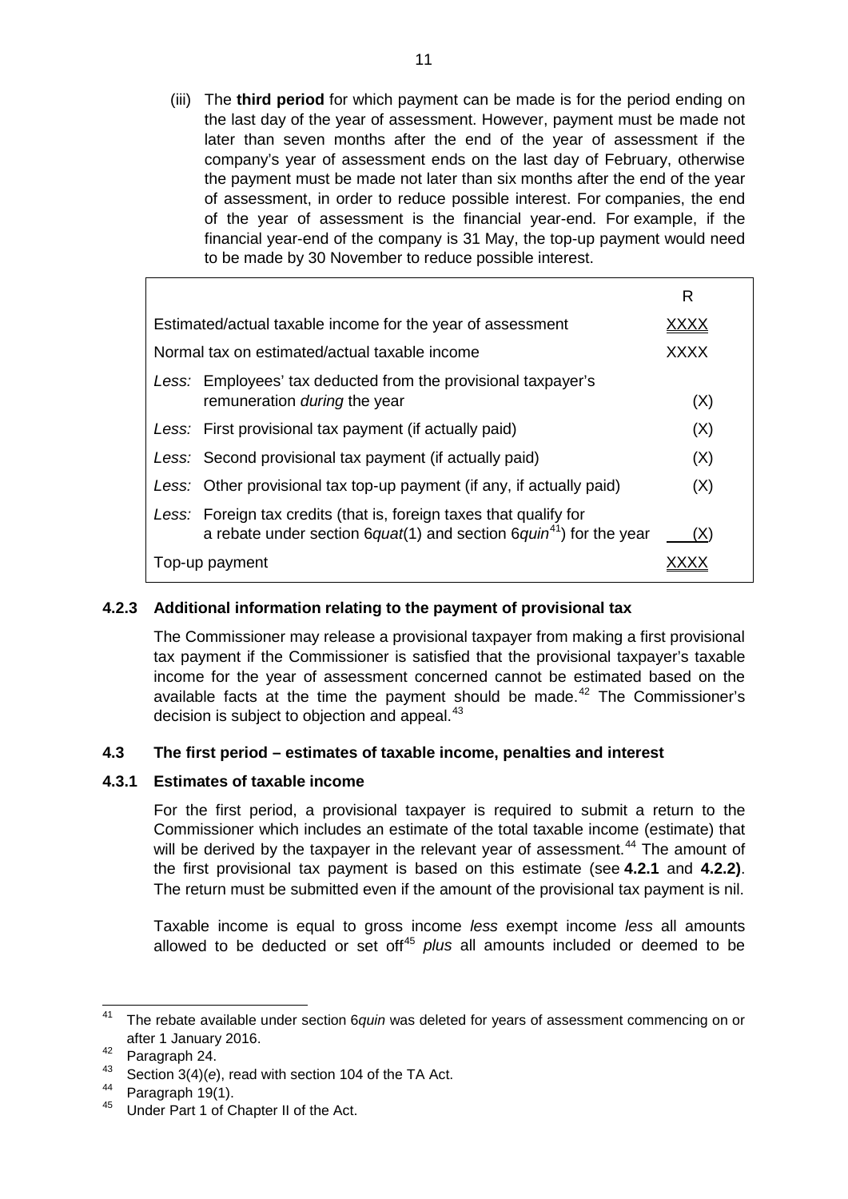(iii) The **third period** for which payment can be made is for the period ending on the last day of the year of assessment. However, payment must be made not later than seven months after the end of the year of assessment if the company's year of assessment ends on the last day of February, otherwise the payment must be made not later than six months after the end of the year of assessment, in order to reduce possible interest. For companies, the end of the year of assessment is the financial year-end. For example, if the financial year-end of the company is 31 May, the top-up payment would need to be made by 30 November to reduce possible interest.

| | R |
|---|---|
| Estimated/actual taxable income for the year of assessment | XXXX |
| Normal tax on estimated/actual taxable income | XXXX |
| *Less:* Employees' tax deducted from the provisional taxpayer's remuneration *during* the year | (X) |
| *Less:* First provisional tax payment (if actually paid) | (X) |
| *Less:* Second provisional tax payment (if actually paid) | (X) |
| *Less:* Other provisional tax top-up payment (if any, if actually paid) | (X) |
| *Less:* Foreign tax credits (that is, foreign taxes that qualify for a rebate under section 6*quat*(1) and section 6*quin*[41]) for the year | (X) |
| Top-up payment | XXXX |

### 4.2.3 Additional information relating to the payment of provisional tax

The Commissioner may release a provisional taxpayer from making a first provisional tax payment if the Commissioner is satisfied that the provisional taxpayer's taxable income for the year of assessment concerned cannot be estimated based on the available facts at the time the payment should be made.[42] The Commissioner's decision is subject to objection and appeal.[43]

## 4.3 The first period – estimates of taxable income, penalties and interest

### 4.3.1 Estimates of taxable income

For the first period, a provisional taxpayer is required to submit a return to the Commissioner which includes an estimate of the total taxable income (estimate) that will be derived by the taxpayer in the relevant year of assessment.[44] The amount of the first provisional tax payment is based on this estimate (see **4.2.1** and **4.2.2)**. The return must be submitted even if the amount of the provisional tax payment is nil.

Taxable income is equal to gross income *less* exempt income *less* all amounts allowed to be deducted or set off[45] *plus* all amounts included or deemed to be

---

[41] The rebate available under section 6*quin* was deleted for years of assessment commencing on or after 1 January 2016.

[42] Paragraph 24.

[43] Section 3(4)(*e*), read with section 104 of the TA Act.

[44] Paragraph 19(1).

[45] Under Part 1 of Chapter II of the Act.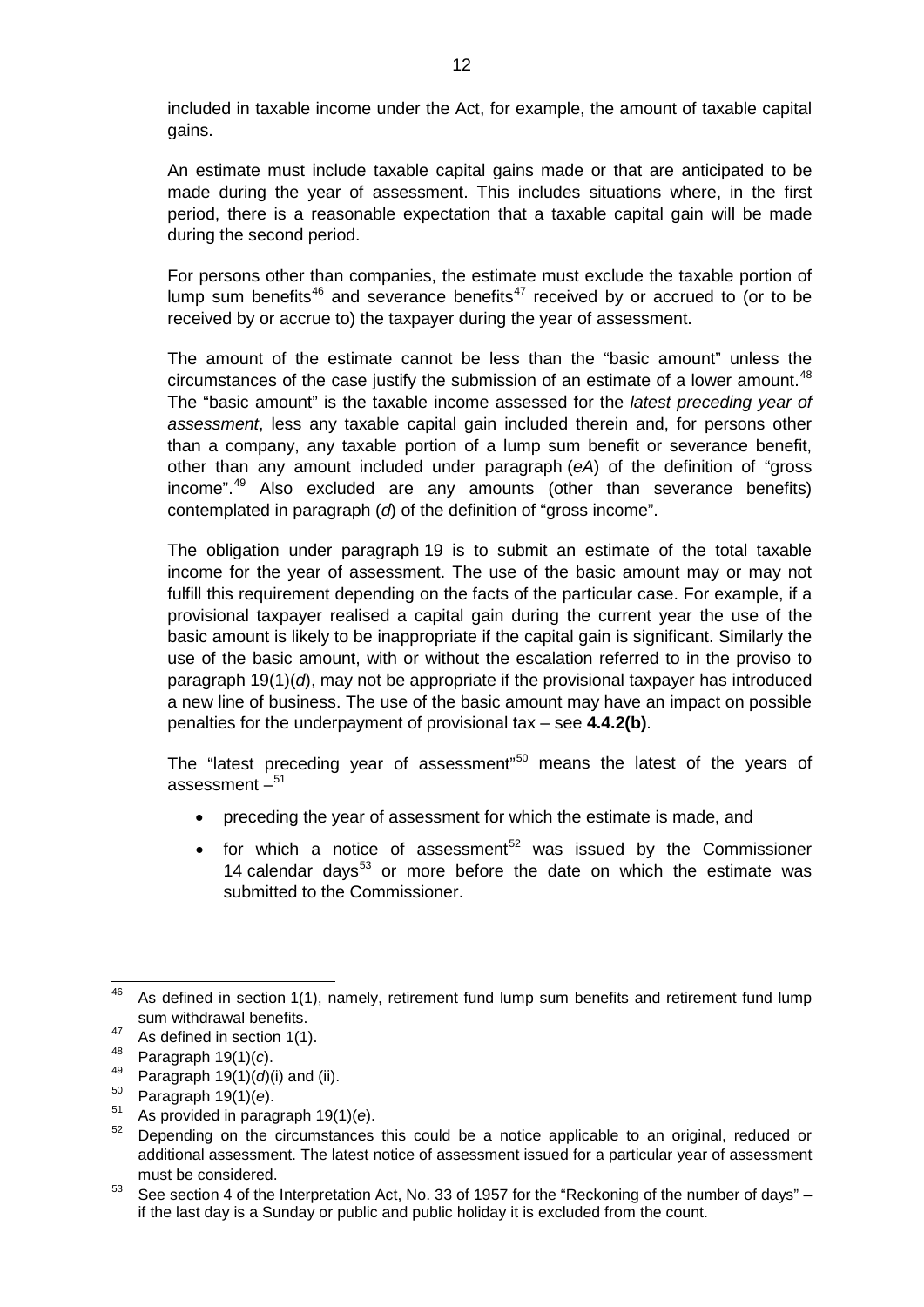included in taxable income under the Act, for example, the amount of taxable capital gains.

An estimate must include taxable capital gains made or that are anticipated to be made during the year of assessment. This includes situations where, in the first period, there is a reasonable expectation that a taxable capital gain will be made during the second period.

For persons other than companies, the estimate must exclude the taxable portion of lump sum benefits[46] and severance benefits[47] received by or accrued to (or to be received by or accrue to) the taxpayer during the year of assessment.

The amount of the estimate cannot be less than the "basic amount" unless the circumstances of the case justify the submission of an estimate of a lower amount.[48] The "basic amount" is the taxable income assessed for the *latest preceding year of assessment*, less any taxable capital gain included therein and, for persons other than a company, any taxable portion of a lump sum benefit or severance benefit, other than any amount included under paragraph (*eA*) of the definition of "gross income".[49] Also excluded are any amounts (other than severance benefits) contemplated in paragraph (*d*) of the definition of "gross income".

The obligation under paragraph 19 is to submit an estimate of the total taxable income for the year of assessment. The use of the basic amount may or may not fulfill this requirement depending on the facts of the particular case. For example, if a provisional taxpayer realised a capital gain during the current year the use of the basic amount is likely to be inappropriate if the capital gain is significant. Similarly the use of the basic amount, with or without the escalation referred to in the proviso to paragraph 19(1)(*d*), may not be appropriate if the provisional taxpayer has introduced a new line of business. The use of the basic amount may have an impact on possible penalties for the underpayment of provisional tax – see **4.4.2(b)**.

The "latest preceding year of assessment"[50] means the latest of the years of assessment –[51]

- preceding the year of assessment for which the estimate is made, and
- for which a notice of assessment[52] was issued by the Commissioner 14 calendar days[53] or more before the date on which the estimate was submitted to the Commissioner.

---

[46] As defined in section 1(1), namely, retirement fund lump sum benefits and retirement fund lump sum withdrawal benefits.

[47] As defined in section 1(1).

[48] Paragraph 19(1)(*c*).

[49] Paragraph 19(1)(*d*)(i) and (ii).

[50] Paragraph 19(1)(*e*).

[51] As provided in paragraph 19(1)(*e*).

[52] Depending on the circumstances this could be a notice applicable to an original, reduced or additional assessment. The latest notice of assessment issued for a particular year of assessment must be considered.

[53] See section 4 of the Interpretation Act, No. 33 of 1957 for the "Reckoning of the number of days" – if the last day is a Sunday or public and public holiday it is excluded from the count.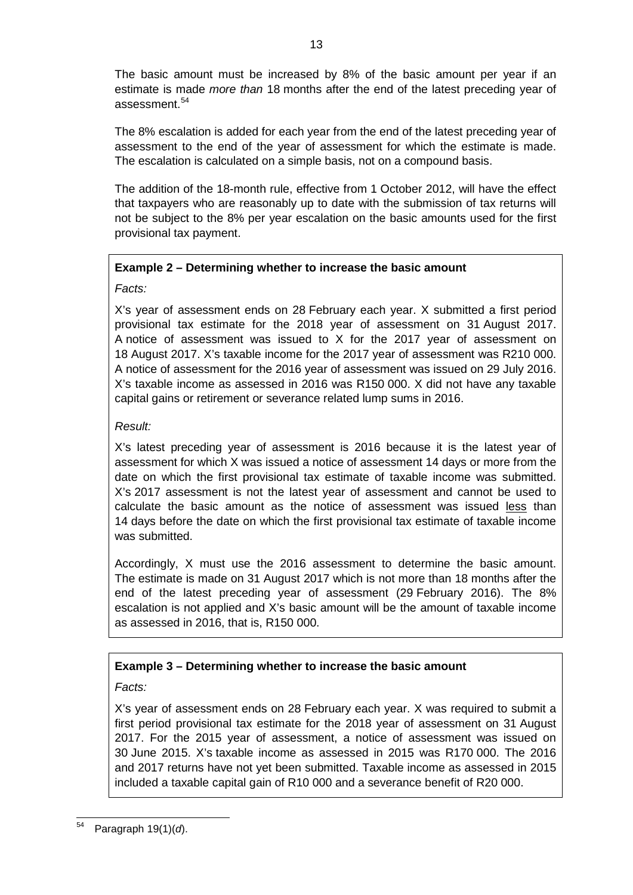The basic amount must be increased by 8% of the basic amount per year if an estimate is made *more than* 18 months after the end of the latest preceding year of assessment.[54]

The 8% escalation is added for each year from the end of the latest preceding year of assessment to the end of the year of assessment for which the estimate is made. The escalation is calculated on a simple basis, not on a compound basis.

The addition of the 18-month rule, effective from 1 October 2012, will have the effect that taxpayers who are reasonably up to date with the submission of tax returns will not be subject to the 8% per year escalation on the basic amounts used for the first provisional tax payment.

**Example 2 – Determining whether to increase the basic amount**

*Facts:*

X's year of assessment ends on 28 February each year. X submitted a first period provisional tax estimate for the 2018 year of assessment on 31 August 2017. A notice of assessment was issued to X for the 2017 year of assessment on 18 August 2017. X's taxable income for the 2017 year of assessment was R210 000. A notice of assessment for the 2016 year of assessment was issued on 29 July 2016. X's taxable income as assessed in 2016 was R150 000. X did not have any taxable capital gains or retirement or severance related lump sums in 2016.

*Result:*

X's latest preceding year of assessment is 2016 because it is the latest year of assessment for which X was issued a notice of assessment 14 days or more from the date on which the first provisional tax estimate of taxable income was submitted. X's 2017 assessment is not the latest year of assessment and cannot be used to calculate the basic amount as the notice of assessment was issued less than 14 days before the date on which the first provisional tax estimate of taxable income was submitted.

Accordingly, X must use the 2016 assessment to determine the basic amount. The estimate is made on 31 August 2017 which is not more than 18 months after the end of the latest preceding year of assessment (29 February 2016). The 8% escalation is not applied and X's basic amount will be the amount of taxable income as assessed in 2016, that is, R150 000.

**Example 3 – Determining whether to increase the basic amount**

*Facts:*

X's year of assessment ends on 28 February each year. X was required to submit a first period provisional tax estimate for the 2018 year of assessment on 31 August 2017. For the 2015 year of assessment, a notice of assessment was issued on 30 June 2015. X's taxable income as assessed in 2015 was R170 000. The 2016 and 2017 returns have not yet been submitted. Taxable income as assessed in 2015 included a taxable capital gain of R10 000 and a severance benefit of R20 000.

[54] Paragraph 19(1)(*d*).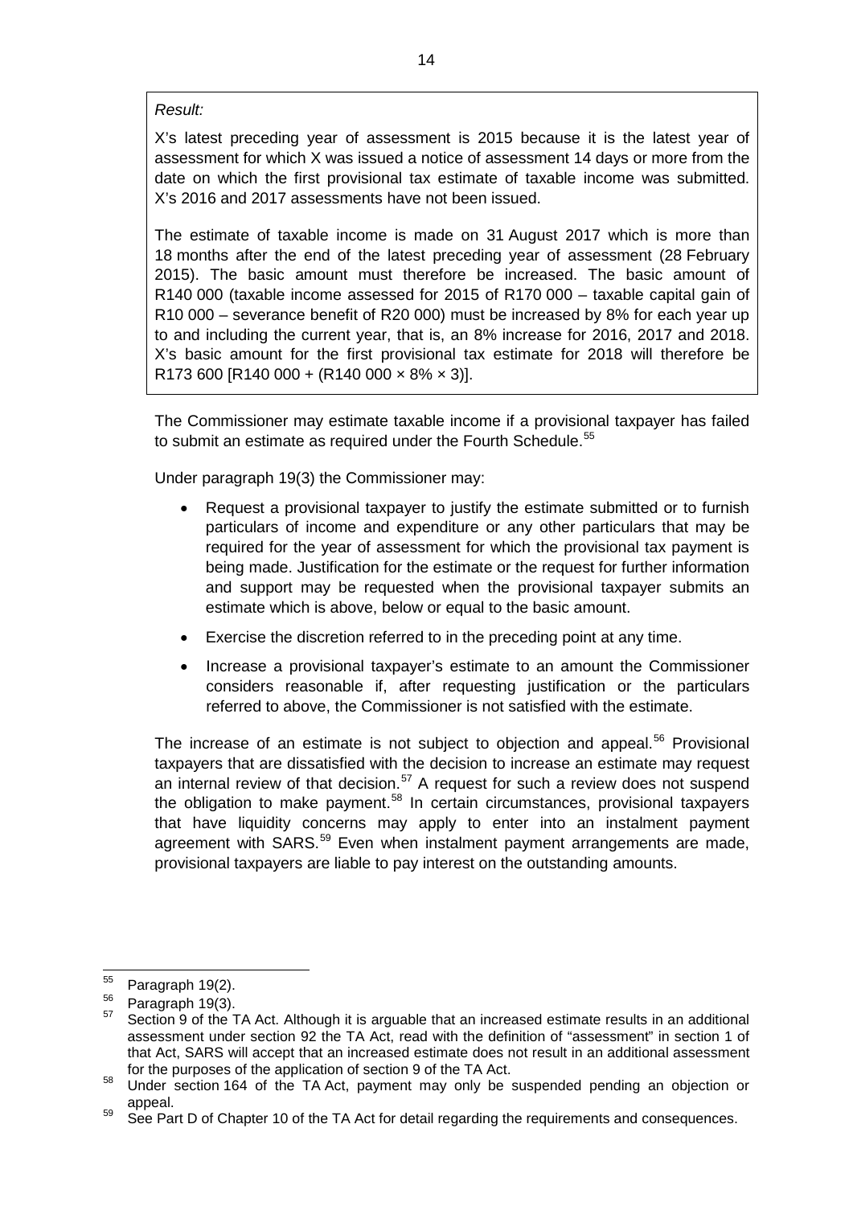*Result:*

X's latest preceding year of assessment is 2015 because it is the latest year of assessment for which X was issued a notice of assessment 14 days or more from the date on which the first provisional tax estimate of taxable income was submitted. X's 2016 and 2017 assessments have not been issued.

The estimate of taxable income is made on 31 August 2017 which is more than 18 months after the end of the latest preceding year of assessment (28 February 2015). The basic amount must therefore be increased. The basic amount of R140 000 (taxable income assessed for 2015 of R170 000 – taxable capital gain of R10 000 – severance benefit of R20 000) must be increased by 8% for each year up to and including the current year, that is, an 8% increase for 2016, 2017 and 2018. X's basic amount for the first provisional tax estimate for 2018 will therefore be R173 600 [R140 000 + (R140 000 × 8% × 3)].

The Commissioner may estimate taxable income if a provisional taxpayer has failed to submit an estimate as required under the Fourth Schedule.[55]

Under paragraph 19(3) the Commissioner may:

- Request a provisional taxpayer to justify the estimate submitted or to furnish particulars of income and expenditure or any other particulars that may be required for the year of assessment for which the provisional tax payment is being made. Justification for the estimate or the request for further information and support may be requested when the provisional taxpayer submits an estimate which is above, below or equal to the basic amount.
- Exercise the discretion referred to in the preceding point at any time.
- Increase a provisional taxpayer's estimate to an amount the Commissioner considers reasonable if, after requesting justification or the particulars referred to above, the Commissioner is not satisfied with the estimate.

The increase of an estimate is not subject to objection and appeal.[56] Provisional taxpayers that are dissatisfied with the decision to increase an estimate may request an internal review of that decision.[57] A request for such a review does not suspend the obligation to make payment.[58] In certain circumstances, provisional taxpayers that have liquidity concerns may apply to enter into an instalment payment agreement with SARS.[59] Even when instalment payment arrangements are made, provisional taxpayers are liable to pay interest on the outstanding amounts.

---

[55] Paragraph 19(2).

[56] Paragraph 19(3).

[57] Section 9 of the TA Act. Although it is arguable that an increased estimate results in an additional assessment under section 92 the TA Act, read with the definition of "assessment" in section 1 of that Act, SARS will accept that an increased estimate does not result in an additional assessment for the purposes of the application of section 9 of the TA Act.

[58] Under section 164 of the TA Act, payment may only be suspended pending an objection or appeal.

[59] See Part D of Chapter 10 of the TA Act for detail regarding the requirements and consequences.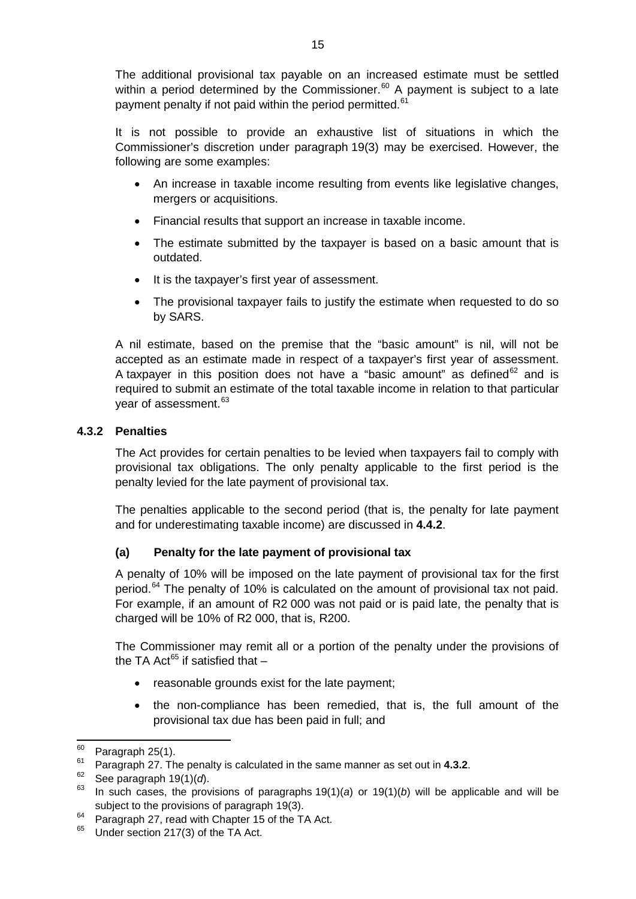The additional provisional tax payable on an increased estimate must be settled within a period determined by the Commissioner.[60] A payment is subject to a late payment penalty if not paid within the period permitted.[61]

It is not possible to provide an exhaustive list of situations in which the Commissioner's discretion under paragraph 19(3) may be exercised. However, the following are some examples:

- An increase in taxable income resulting from events like legislative changes, mergers or acquisitions.
- Financial results that support an increase in taxable income.
- The estimate submitted by the taxpayer is based on a basic amount that is outdated.
- It is the taxpayer's first year of assessment.
- The provisional taxpayer fails to justify the estimate when requested to do so by SARS.

A nil estimate, based on the premise that the "basic amount" is nil, will not be accepted as an estimate made in respect of a taxpayer's first year of assessment. A taxpayer in this position does not have a "basic amount" as defined[62] and is required to submit an estimate of the total taxable income in relation to that particular year of assessment.[63]

### 4.3.2 Penalties

The Act provides for certain penalties to be levied when taxpayers fail to comply with provisional tax obligations. The only penalty applicable to the first period is the penalty levied for the late payment of provisional tax.

The penalties applicable to the second period (that is, the penalty for late payment and for underestimating taxable income) are discussed in **4.4.2**.

#### (a) Penalty for the late payment of provisional tax

A penalty of 10% will be imposed on the late payment of provisional tax for the first period.[64] The penalty of 10% is calculated on the amount of provisional tax not paid. For example, if an amount of R2 000 was not paid or is paid late, the penalty that is charged will be 10% of R2 000, that is, R200.

The Commissioner may remit all or a portion of the penalty under the provisions of the TA Act[65] if satisfied that –

- reasonable grounds exist for the late payment;
- the non-compliance has been remedied, that is, the full amount of the provisional tax due has been paid in full; and

---

[60] Paragraph 25(1).

[61] Paragraph 27. The penalty is calculated in the same manner as set out in **4.3.2**.

[62] See paragraph 19(1)(*d*).

[63] In such cases, the provisions of paragraphs 19(1)(*a*) or 19(1)(*b*) will be applicable and will be subject to the provisions of paragraph 19(3).

[64] Paragraph 27, read with Chapter 15 of the TA Act.

[65] Under section 217(3) of the TA Act.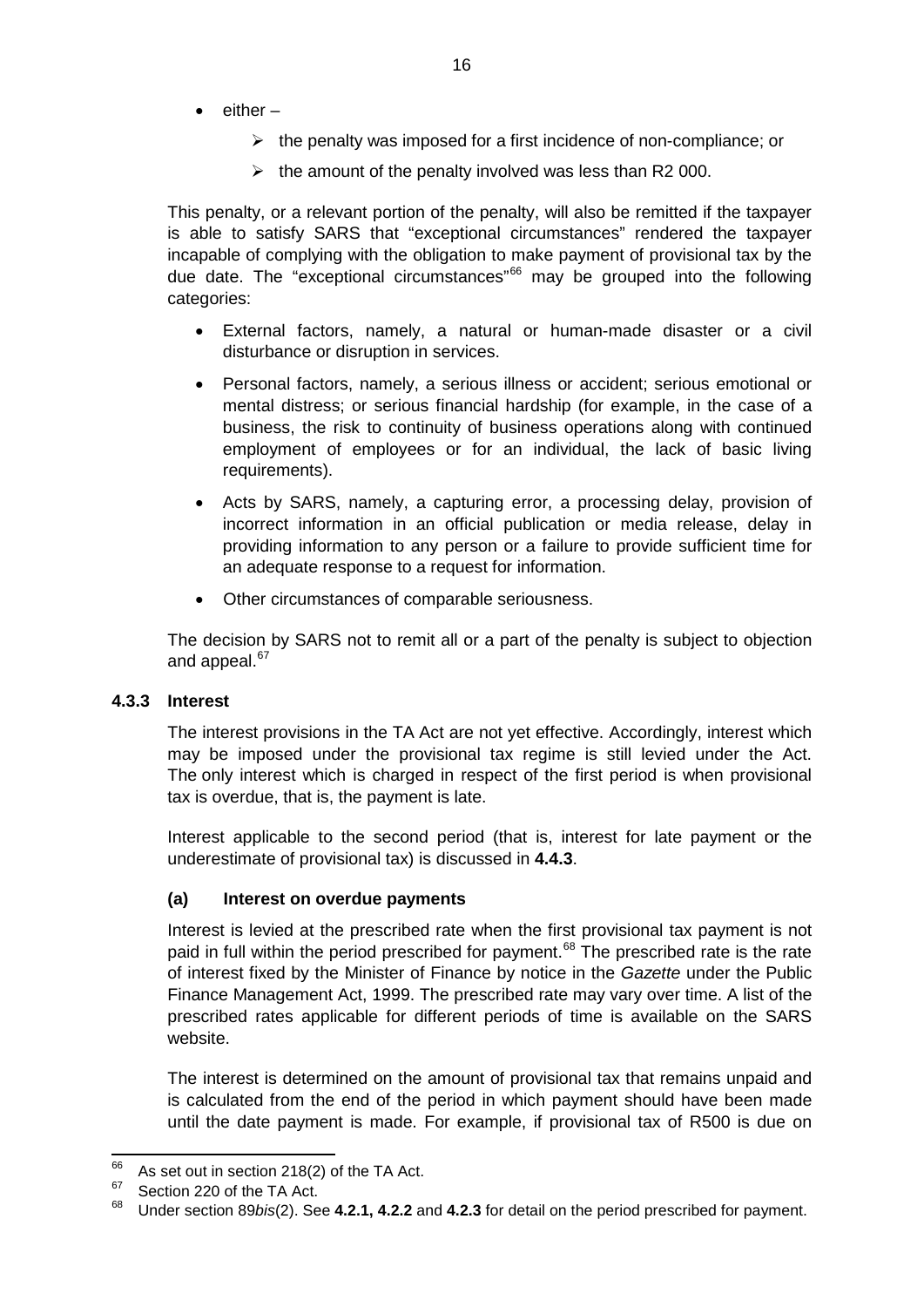- either –
  - the penalty was imposed for a first incidence of non-compliance; or
  - the amount of the penalty involved was less than R2 000.

This penalty, or a relevant portion of the penalty, will also be remitted if the taxpayer is able to satisfy SARS that "exceptional circumstances" rendered the taxpayer incapable of complying with the obligation to make payment of provisional tax by the due date. The "exceptional circumstances"[66] may be grouped into the following categories:

- External factors, namely, a natural or human-made disaster or a civil disturbance or disruption in services.
- Personal factors, namely, a serious illness or accident; serious emotional or mental distress; or serious financial hardship (for example, in the case of a business, the risk to continuity of business operations along with continued employment of employees or for an individual, the lack of basic living requirements).
- Acts by SARS, namely, a capturing error, a processing delay, provision of incorrect information in an official publication or media release, delay in providing information to any person or a failure to provide sufficient time for an adequate response to a request for information.
- Other circumstances of comparable seriousness.

The decision by SARS not to remit all or a part of the penalty is subject to objection and appeal.[67]

### 4.3.3 Interest

The interest provisions in the TA Act are not yet effective. Accordingly, interest which may be imposed under the provisional tax regime is still levied under the Act. The only interest which is charged in respect of the first period is when provisional tax is overdue, that is, the payment is late.

Interest applicable to the second period (that is, interest for late payment or the underestimate of provisional tax) is discussed in **4.4.3**.

#### (a) Interest on overdue payments

Interest is levied at the prescribed rate when the first provisional tax payment is not paid in full within the period prescribed for payment.[68] The prescribed rate is the rate of interest fixed by the Minister of Finance by notice in the *Gazette* under the Public Finance Management Act, 1999. The prescribed rate may vary over time. A list of the prescribed rates applicable for different periods of time is available on the SARS website.

The interest is determined on the amount of provisional tax that remains unpaid and is calculated from the end of the period in which payment should have been made until the date payment is made. For example, if provisional tax of R500 is due on

---

[66] As set out in section 218(2) of the TA Act.

[67] Section 220 of the TA Act.

[68] Under section 89*bis*(2). See **4.2.1, 4.2.2** and **4.2.3** for detail on the period prescribed for payment.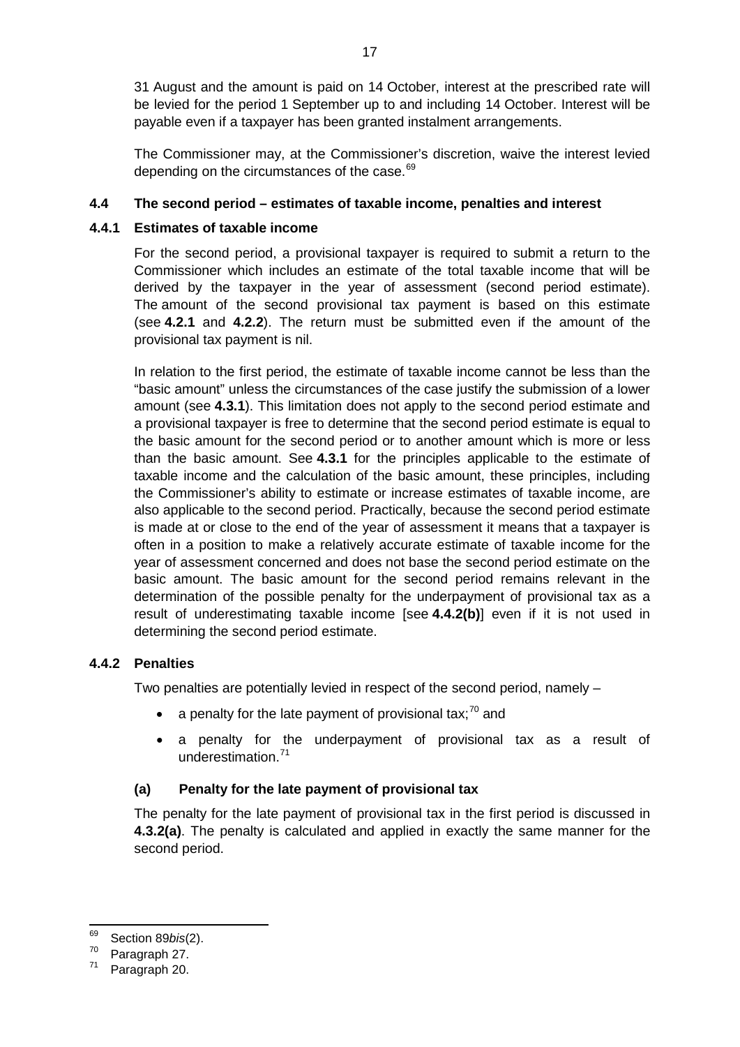31 August and the amount is paid on 14 October, interest at the prescribed rate will be levied for the period 1 September up to and including 14 October. Interest will be payable even if a taxpayer has been granted instalment arrangements.

The Commissioner may, at the Commissioner's discretion, waive the interest levied depending on the circumstances of the case.[69]

### 4.4 The second period – estimates of taxable income, penalties and interest

#### 4.4.1 Estimates of taxable income

For the second period, a provisional taxpayer is required to submit a return to the Commissioner which includes an estimate of the total taxable income that will be derived by the taxpayer in the year of assessment (second period estimate). The amount of the second provisional tax payment is based on this estimate (see **4.2.1** and **4.2.2**). The return must be submitted even if the amount of the provisional tax payment is nil.

In relation to the first period, the estimate of taxable income cannot be less than the "basic amount" unless the circumstances of the case justify the submission of a lower amount (see **4.3.1**). This limitation does not apply to the second period estimate and a provisional taxpayer is free to determine that the second period estimate is equal to the basic amount for the second period or to another amount which is more or less than the basic amount. See **4.3.1** for the principles applicable to the estimate of taxable income and the calculation of the basic amount, these principles, including the Commissioner's ability to estimate or increase estimates of taxable income, are also applicable to the second period. Practically, because the second period estimate is made at or close to the end of the year of assessment it means that a taxpayer is often in a position to make a relatively accurate estimate of taxable income for the year of assessment concerned and does not base the second period estimate on the basic amount. The basic amount for the second period remains relevant in the determination of the possible penalty for the underpayment of provisional tax as a result of underestimating taxable income [see **4.4.2(b)**] even if it is not used in determining the second period estimate.

#### 4.4.2 Penalties

Two penalties are potentially levied in respect of the second period, namely –

- a penalty for the late payment of provisional tax;[70] and
- a penalty for the underpayment of provisional tax as a result of underestimation.[71]

**(a) Penalty for the late payment of provisional tax**

The penalty for the late payment of provisional tax in the first period is discussed in **4.3.2(a)**. The penalty is calculated and applied in exactly the same manner for the second period.

---

[69] Section 89*bis*(2).

[70] Paragraph 27.

[71] Paragraph 20.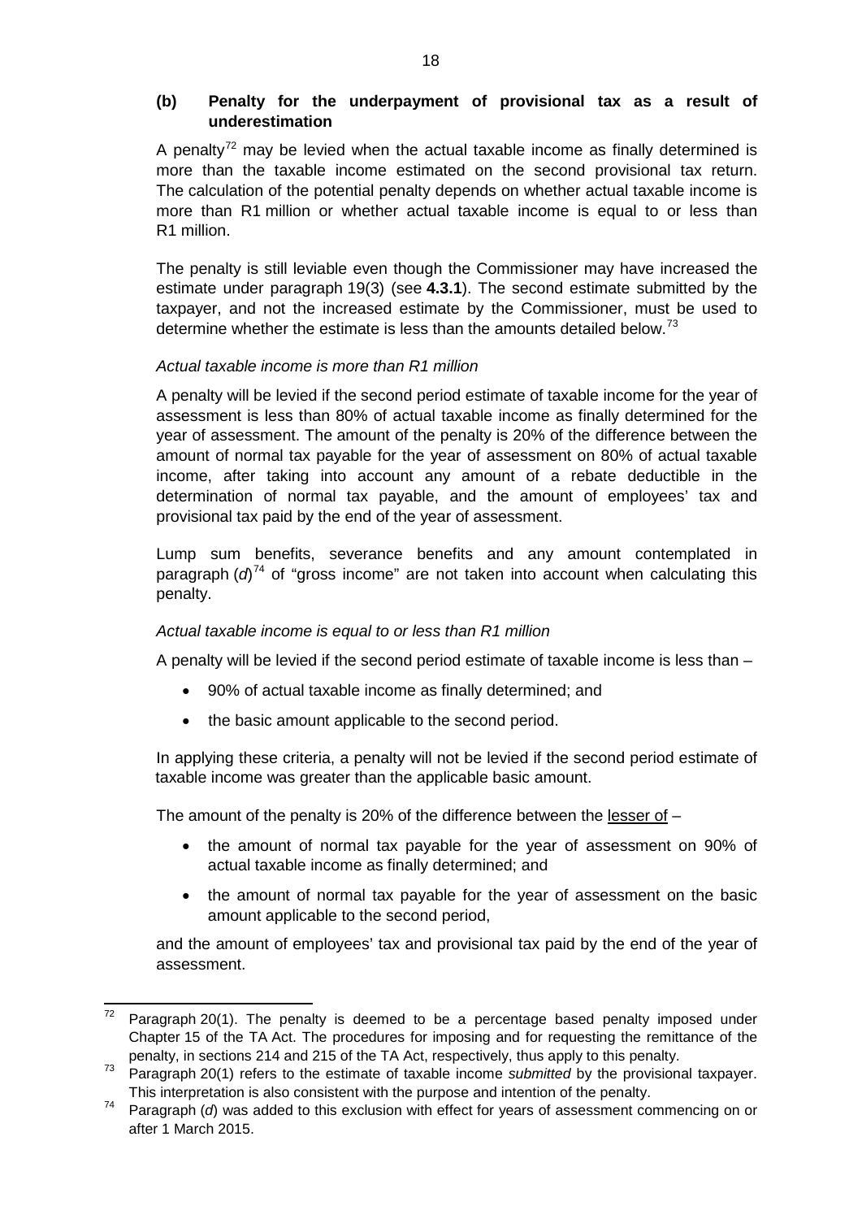### (b) Penalty for the underpayment of provisional tax as a result of underestimation

A penalty[72] may be levied when the actual taxable income as finally determined is more than the taxable income estimated on the second provisional tax return. The calculation of the potential penalty depends on whether actual taxable income is more than R1 million or whether actual taxable income is equal to or less than R1 million.

The penalty is still leviable even though the Commissioner may have increased the estimate under paragraph 19(3) (see **4.3.1**). The second estimate submitted by the taxpayer, and not the increased estimate by the Commissioner, must be used to determine whether the estimate is less than the amounts detailed below.[73]

*Actual taxable income is more than R1 million*

A penalty will be levied if the second period estimate of taxable income for the year of assessment is less than 80% of actual taxable income as finally determined for the year of assessment. The amount of the penalty is 20% of the difference between the amount of normal tax payable for the year of assessment on 80% of actual taxable income, after taking into account any amount of a rebate deductible in the determination of normal tax payable, and the amount of employees' tax and provisional tax paid by the end of the year of assessment.

Lump sum benefits, severance benefits and any amount contemplated in paragraph (*d*)[74] of "gross income" are not taken into account when calculating this penalty.

*Actual taxable income is equal to or less than R1 million*

A penalty will be levied if the second period estimate of taxable income is less than –

- 90% of actual taxable income as finally determined; and
- the basic amount applicable to the second period.

In applying these criteria, a penalty will not be levied if the second period estimate of taxable income was greater than the applicable basic amount.

The amount of the penalty is 20% of the difference between the <u>lesser of</u> –

- the amount of normal tax payable for the year of assessment on 90% of actual taxable income as finally determined; and
- the amount of normal tax payable for the year of assessment on the basic amount applicable to the second period,

and the amount of employees' tax and provisional tax paid by the end of the year of assessment.

---

[72] Paragraph 20(1). The penalty is deemed to be a percentage based penalty imposed under Chapter 15 of the TA Act. The procedures for imposing and for requesting the remittance of the penalty, in sections 214 and 215 of the TA Act, respectively, thus apply to this penalty.

[73] Paragraph 20(1) refers to the estimate of taxable income *submitted* by the provisional taxpayer. This interpretation is also consistent with the purpose and intention of the penalty.

[74] Paragraph (*d*) was added to this exclusion with effect for years of assessment commencing on or after 1 March 2015.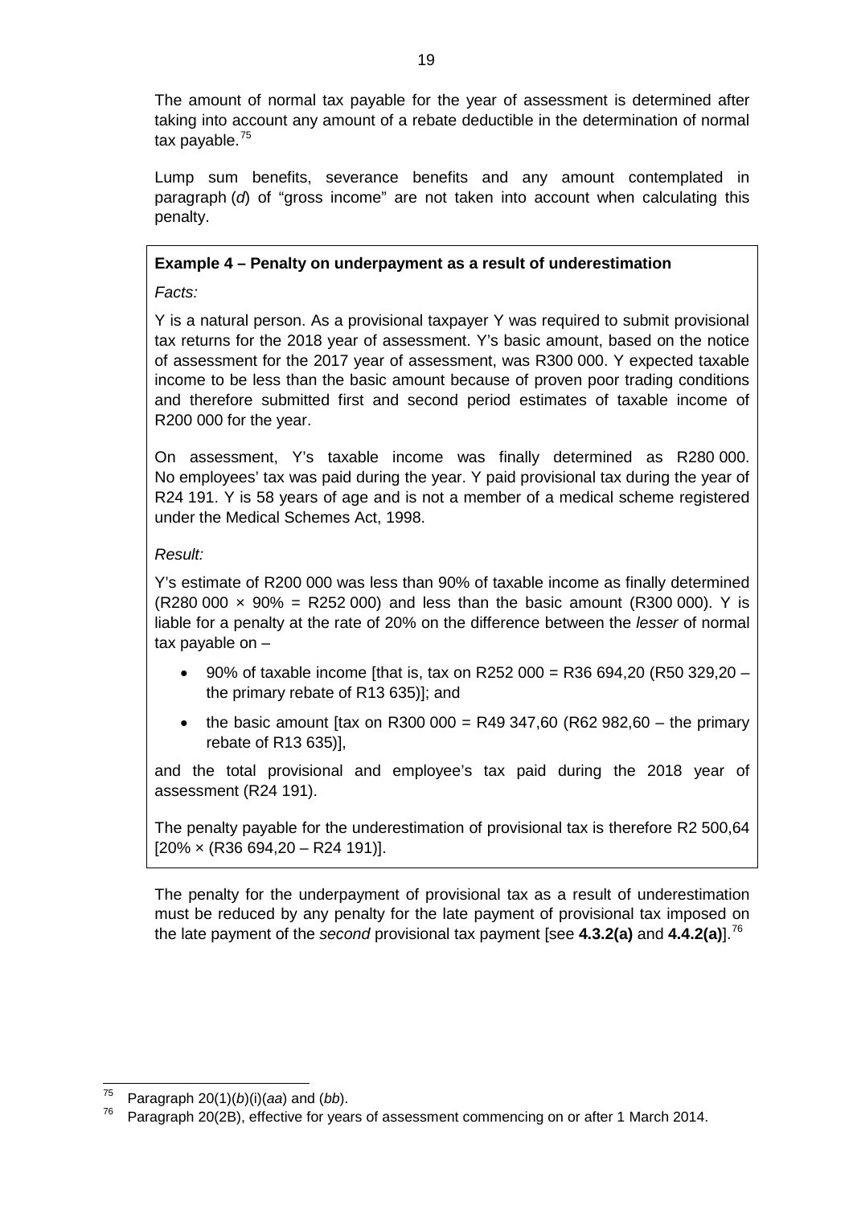The amount of normal tax payable for the year of assessment is determined after taking into account any amount of a rebate deductible in the determination of normal tax payable.[75]

Lump sum benefits, severance benefits and any amount contemplated in paragraph (*d*) of "gross income" are not taken into account when calculating this penalty.

**Example 4 – Penalty on underpayment as a result of underestimation**

*Facts:*

Y is a natural person. As a provisional taxpayer Y was required to submit provisional tax returns for the 2018 year of assessment. Y's basic amount, based on the notice of assessment for the 2017 year of assessment, was R300 000. Y expected taxable income to be less than the basic amount because of proven poor trading conditions and therefore submitted first and second period estimates of taxable income of R200 000 for the year.

On assessment, Y's taxable income was finally determined as R280 000. No employees' tax was paid during the year. Y paid provisional tax during the year of R24 191. Y is 58 years of age and is not a member of a medical scheme registered under the Medical Schemes Act, 1998.

*Result:*

Y's estimate of R200 000 was less than 90% of taxable income as finally determined (R280 000 × 90% = R252 000) and less than the basic amount (R300 000). Y is liable for a penalty at the rate of 20% on the difference between the *lesser* of normal tax payable on –

- 90% of taxable income [that is, tax on R252 000 = R36 694,20 (R50 329,20 – the primary rebate of R13 635)]; and
- the basic amount [tax on R300 000 = R49 347,60 (R62 982,60 – the primary rebate of R13 635)],

and the total provisional and employee's tax paid during the 2018 year of assessment (R24 191).

The penalty payable for the underestimation of provisional tax is therefore R2 500,64 [20% × (R36 694,20 – R24 191)].

The penalty for the underpayment of provisional tax as a result of underestimation must be reduced by any penalty for the late payment of provisional tax imposed on the late payment of the *second* provisional tax payment [see **4.3.2(a)** and **4.4.2(a)**].[76]

---

[75] Paragraph 20(1)(*b*)(i)(*aa*) and (*bb*).

[76] Paragraph 20(2B), effective for years of assessment commencing on or after 1 March 2014.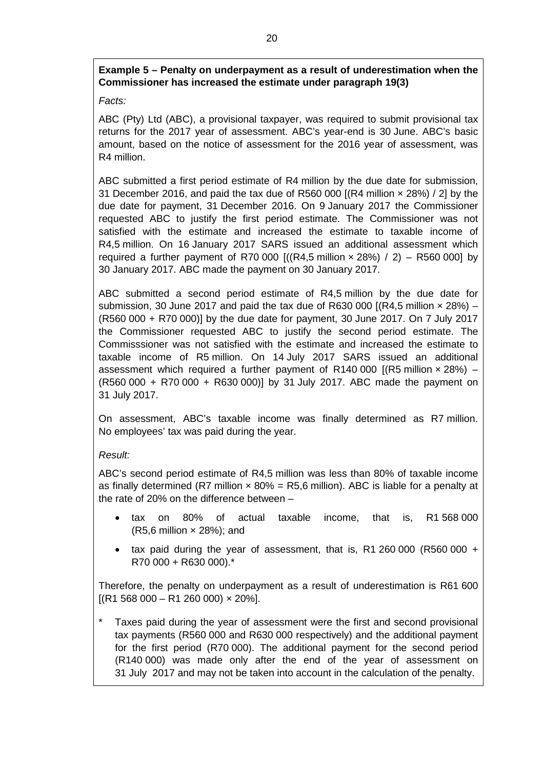**Example 5 – Penalty on underpayment as a result of underestimation when the Commissioner has increased the estimate under paragraph 19(3)**

*Facts:*

ABC (Pty) Ltd (ABC), a provisional taxpayer, was required to submit provisional tax returns for the 2017 year of assessment. ABC's year-end is 30 June. ABC's basic amount, based on the notice of assessment for the 2016 year of assessment, was R4 million.

ABC submitted a first period estimate of R4 million by the due date for submission, 31 December 2016, and paid the tax due of R560 000 [(R4 million × 28%) / 2] by the due date for payment, 31 December 2016. On 9 January 2017 the Commissioner requested ABC to justify the first period estimate. The Commissioner was not satisfied with the estimate and increased the estimate to taxable income of R4,5 million. On 16 January 2017 SARS issued an additional assessment which required a further payment of R70 000 [((R4,5 million × 28%) / 2) – R560 000] by 30 January 2017. ABC made the payment on 30 January 2017.

ABC submitted a second period estimate of R4,5 million by the due date for submission, 30 June 2017 and paid the tax due of R630 000 [(R4,5 million × 28%) – (R560 000 + R70 000)] by the due date for payment, 30 June 2017. On 7 July 2017 the Commissioner requested ABC to justify the second period estimate. The Commisssioner was not satisfied with the estimate and increased the estimate to taxable income of R5 million. On 14 July 2017 SARS issued an additional assessment which required a further payment of R140 000 [(R5 million × 28%) – (R560 000 + R70 000 + R630 000)] by 31 July 2017. ABC made the payment on 31 July 2017.

On assessment, ABC's taxable income was finally determined as R7 million. No employees' tax was paid during the year.

*Result:*

ABC's second period estimate of R4,5 million was less than 80% of taxable income as finally determined (R7 million × 80% = R5,6 million). ABC is liable for a penalty at the rate of 20% on the difference between –

- tax on 80% of actual taxable income, that is, R1 568 000 (R5,6 million × 28%); and
- tax paid during the year of assessment, that is, R1 260 000 (R560 000 + R70 000 + R630 000).*

Therefore, the penalty on underpayment as a result of underestimation is R61 600 [(R1 568 000 – R1 260 000) × 20%].

\* Taxes paid during the year of assessment were the first and second provisional tax payments (R560 000 and R630 000 respectively) and the additional payment for the first period (R70 000). The additional payment for the second period (R140 000) was made only after the end of the year of assessment on 31 July 2017 and may not be taken into account in the calculation of the penalty.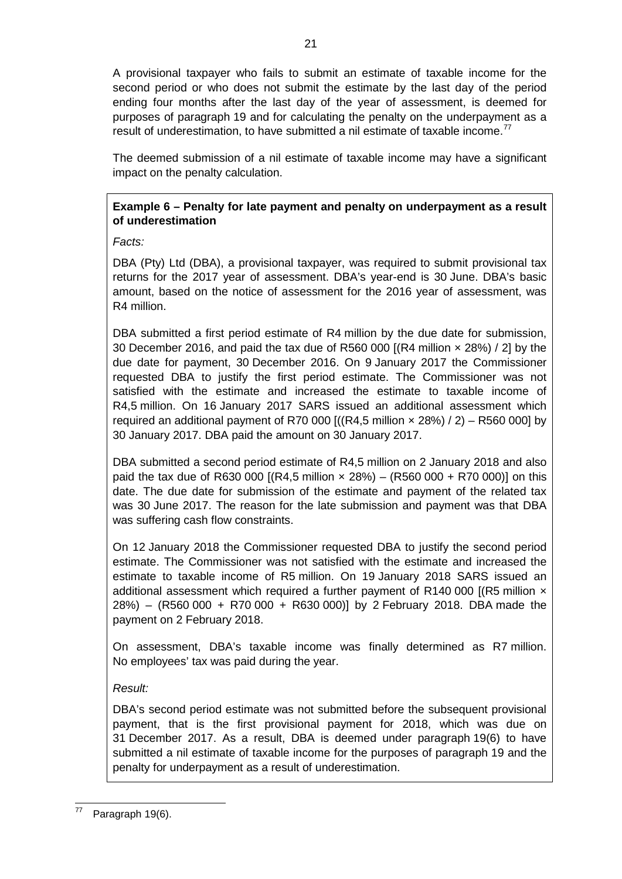A provisional taxpayer who fails to submit an estimate of taxable income for the second period or who does not submit the estimate by the last day of the period ending four months after the last day of the year of assessment, is deemed for purposes of paragraph 19 and for calculating the penalty on the underpayment as a result of underestimation, to have submitted a nil estimate of taxable income.[77]

The deemed submission of a nil estimate of taxable income may have a significant impact on the penalty calculation.

**Example 6 – Penalty for late payment and penalty on underpayment as a result of underestimation**

*Facts:*

DBA (Pty) Ltd (DBA), a provisional taxpayer, was required to submit provisional tax returns for the 2017 year of assessment. DBA's year-end is 30 June. DBA's basic amount, based on the notice of assessment for the 2016 year of assessment, was R4 million.

DBA submitted a first period estimate of R4 million by the due date for submission, 30 December 2016, and paid the tax due of R560 000 [(R4 million × 28%) / 2] by the due date for payment, 30 December 2016. On 9 January 2017 the Commissioner requested DBA to justify the first period estimate. The Commissioner was not satisfied with the estimate and increased the estimate to taxable income of R4,5 million. On 16 January 2017 SARS issued an additional assessment which required an additional payment of R70 000 [((R4,5 million × 28%) / 2) – R560 000] by 30 January 2017. DBA paid the amount on 30 January 2017.

DBA submitted a second period estimate of R4,5 million on 2 January 2018 and also paid the tax due of R630 000 [(R4,5 million × 28%) – (R560 000 + R70 000)] on this date. The due date for submission of the estimate and payment of the related tax was 30 June 2017. The reason for the late submission and payment was that DBA was suffering cash flow constraints.

On 12 January 2018 the Commissioner requested DBA to justify the second period estimate. The Commissioner was not satisfied with the estimate and increased the estimate to taxable income of R5 million. On 19 January 2018 SARS issued an additional assessment which required a further payment of R140 000 [(R5 million × 28%) – (R560 000 + R70 000 + R630 000)] by 2 February 2018. DBA made the payment on 2 February 2018.

On assessment, DBA's taxable income was finally determined as R7 million. No employees' tax was paid during the year.

*Result:*

DBA's second period estimate was not submitted before the subsequent provisional payment, that is the first provisional payment for 2018, which was due on 31 December 2017. As a result, DBA is deemed under paragraph 19(6) to have submitted a nil estimate of taxable income for the purposes of paragraph 19 and the penalty for underpayment as a result of underestimation.

---

[77] Paragraph 19(6).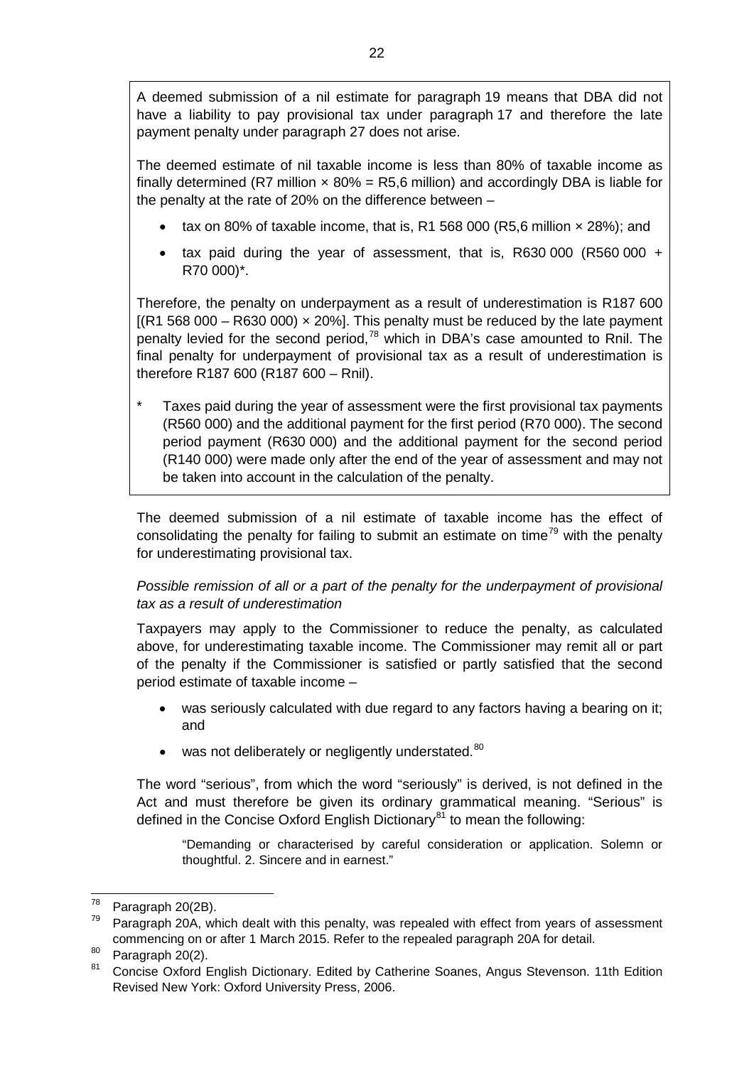A deemed submission of a nil estimate for paragraph 19 means that DBA did not have a liability to pay provisional tax under paragraph 17 and therefore the late payment penalty under paragraph 27 does not arise.

The deemed estimate of nil taxable income is less than 80% of taxable income as finally determined (R7 million × 80% = R5,6 million) and accordingly DBA is liable for the penalty at the rate of 20% on the difference between –

- tax on 80% of taxable income, that is, R1 568 000 (R5,6 million × 28%); and
- tax paid during the year of assessment, that is, R630 000 (R560 000 + R70 000)*.

Therefore, the penalty on underpayment as a result of underestimation is R187 600 [(R1 568 000 – R630 000) × 20%]. This penalty must be reduced by the late payment penalty levied for the second period,[78] which in DBA's case amounted to Rnil. The final penalty for underpayment of provisional tax as a result of underestimation is therefore R187 600 (R187 600 – Rnil).

\* Taxes paid during the year of assessment were the first provisional tax payments (R560 000) and the additional payment for the first period (R70 000). The second period payment (R630 000) and the additional payment for the second period (R140 000) were made only after the end of the year of assessment and may not be taken into account in the calculation of the penalty.

The deemed submission of a nil estimate of taxable income has the effect of consolidating the penalty for failing to submit an estimate on time[79] with the penalty for underestimating provisional tax.

*Possible remission of all or a part of the penalty for the underpayment of provisional tax as a result of underestimation*

Taxpayers may apply to the Commissioner to reduce the penalty, as calculated above, for underestimating taxable income. The Commissioner may remit all or part of the penalty if the Commissioner is satisfied or partly satisfied that the second period estimate of taxable income –

- was seriously calculated with due regard to any factors having a bearing on it; and
- was not deliberately or negligently understated.[80]

The word "serious", from which the word "seriously" is derived, is not defined in the Act and must therefore be given its ordinary grammatical meaning. "Serious" is defined in the Concise Oxford English Dictionary[81] to mean the following:

> "Demanding or characterised by careful consideration or application. Solemn or thoughtful. 2. Sincere and in earnest."

---

[78] Paragraph 20(2B).

[79] Paragraph 20A, which dealt with this penalty, was repealed with effect from years of assessment commencing on or after 1 March 2015. Refer to the repealed paragraph 20A for detail.

[80] Paragraph 20(2).

[81] Concise Oxford English Dictionary. Edited by Catherine Soanes, Angus Stevenson. 11th Edition Revised New York: Oxford University Press, 2006.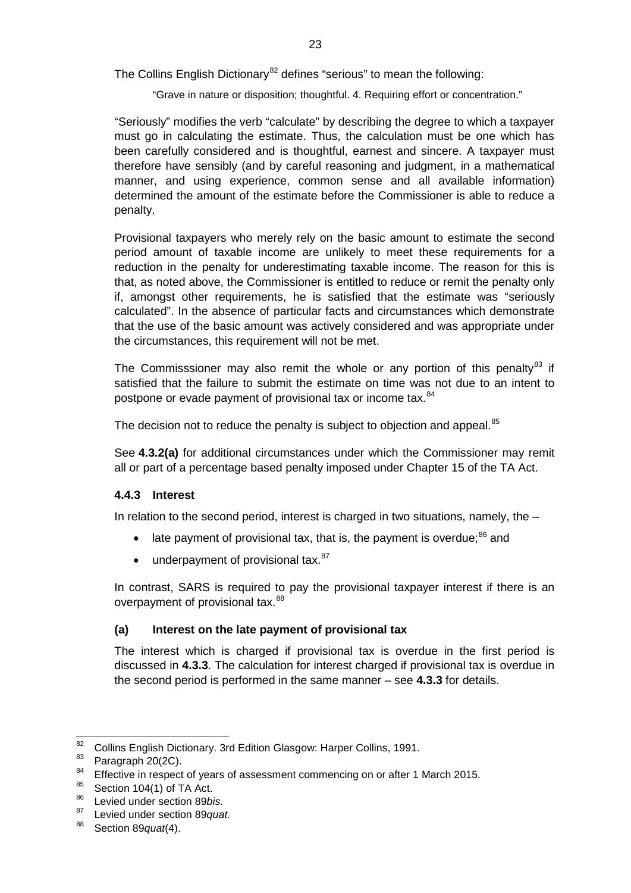The Collins English Dictionary[82] defines "serious" to mean the following:

> "Grave in nature or disposition; thoughtful. 4. Requiring effort or concentration."

"Seriously" modifies the verb "calculate" by describing the degree to which a taxpayer must go in calculating the estimate. Thus, the calculation must be one which has been carefully considered and is thoughtful, earnest and sincere. A taxpayer must therefore have sensibly (and by careful reasoning and judgment, in a mathematical manner, and using experience, common sense and all available information) determined the amount of the estimate before the Commissioner is able to reduce a penalty.

Provisional taxpayers who merely rely on the basic amount to estimate the second period amount of taxable income are unlikely to meet these requirements for a reduction in the penalty for underestimating taxable income. The reason for this is that, as noted above, the Commissioner is entitled to reduce or remit the penalty only if, amongst other requirements, he is satisfied that the estimate was "seriously calculated". In the absence of particular facts and circumstances which demonstrate that the use of the basic amount was actively considered and was appropriate under the circumstances, this requirement will not be met.

The Commisssioner may also remit the whole or any portion of this penalty[83] if satisfied that the failure to submit the estimate on time was not due to an intent to postpone or evade payment of provisional tax or income tax.[84]

The decision not to reduce the penalty is subject to objection and appeal.[85]

See **4.3.2(a)** for additional circumstances under which the Commissioner may remit all or part of a percentage based penalty imposed under Chapter 15 of the TA Act.

### 4.4.3 Interest

In relation to the second period, interest is charged in two situations, namely, the –

- late payment of provisional tax, that is, the payment is overdue;[86] and
- underpayment of provisional tax.[87]

In contrast, SARS is required to pay the provisional taxpayer interest if there is an overpayment of provisional tax.[88]

#### (a) Interest on the late payment of provisional tax

The interest which is charged if provisional tax is overdue in the first period is discussed in **4.3.3**. The calculation for interest charged if provisional tax is overdue in the second period is performed in the same manner – see **4.3.3** for details.

---

[82] Collins English Dictionary. 3rd Edition Glasgow: Harper Collins, 1991.

[83] Paragraph 20(2C).

[84] Effective in respect of years of assessment commencing on or after 1 March 2015.

[85] Section 104(1) of TA Act.

[86] Levied under section 89*bis.*

[87] Levied under section 89*quat.*

[88] Section 89*quat*(4).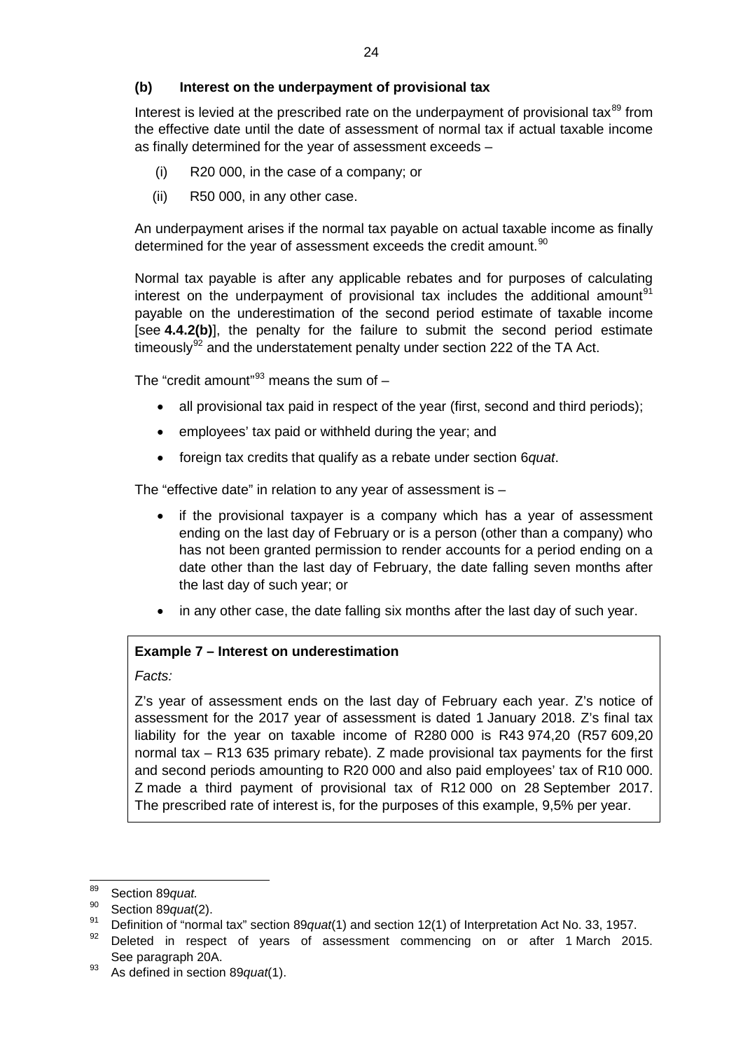**(b) Interest on the underpayment of provisional tax**

Interest is levied at the prescribed rate on the underpayment of provisional tax[89] from the effective date until the date of assessment of normal tax if actual taxable income as finally determined for the year of assessment exceeds –

(i) R20 000, in the case of a company; or

(ii) R50 000, in any other case.

An underpayment arises if the normal tax payable on actual taxable income as finally determined for the year of assessment exceeds the credit amount.[90]

Normal tax payable is after any applicable rebates and for purposes of calculating interest on the underpayment of provisional tax includes the additional amount[91] payable on the underestimation of the second period estimate of taxable income [see **4.4.2(b)**], the penalty for the failure to submit the second period estimate timeously[92] and the understatement penalty under section 222 of the TA Act.

The "credit amount"[93] means the sum of –

- all provisional tax paid in respect of the year (first, second and third periods);
- employees' tax paid or withheld during the year; and
- foreign tax credits that qualify as a rebate under section 6*quat*.

The "effective date" in relation to any year of assessment is –

- if the provisional taxpayer is a company which has a year of assessment ending on the last day of February or is a person (other than a company) who has not been granted permission to render accounts for a period ending on a date other than the last day of February, the date falling seven months after the last day of such year; or
- in any other case, the date falling six months after the last day of such year.

**Example 7 – Interest on underestimation**

*Facts:*

Z's year of assessment ends on the last day of February each year. Z's notice of assessment for the 2017 year of assessment is dated 1 January 2018. Z's final tax liability for the year on taxable income of R280 000 is R43 974,20 (R57 609,20 normal tax – R13 635 primary rebate). Z made provisional tax payments for the first and second periods amounting to R20 000 and also paid employees' tax of R10 000. Z made a third payment of provisional tax of R12 000 on 28 September 2017. The prescribed rate of interest is, for the purposes of this example, 9,5% per year.

---

89 Section 89*quat*.

90 Section 89*quat*(2).

91 Definition of "normal tax" section 89*quat*(1) and section 12(1) of Interpretation Act No. 33, 1957.

92 Deleted in respect of years of assessment commencing on or after 1 March 2015. See paragraph 20A.

93 As defined in section 89*quat*(1).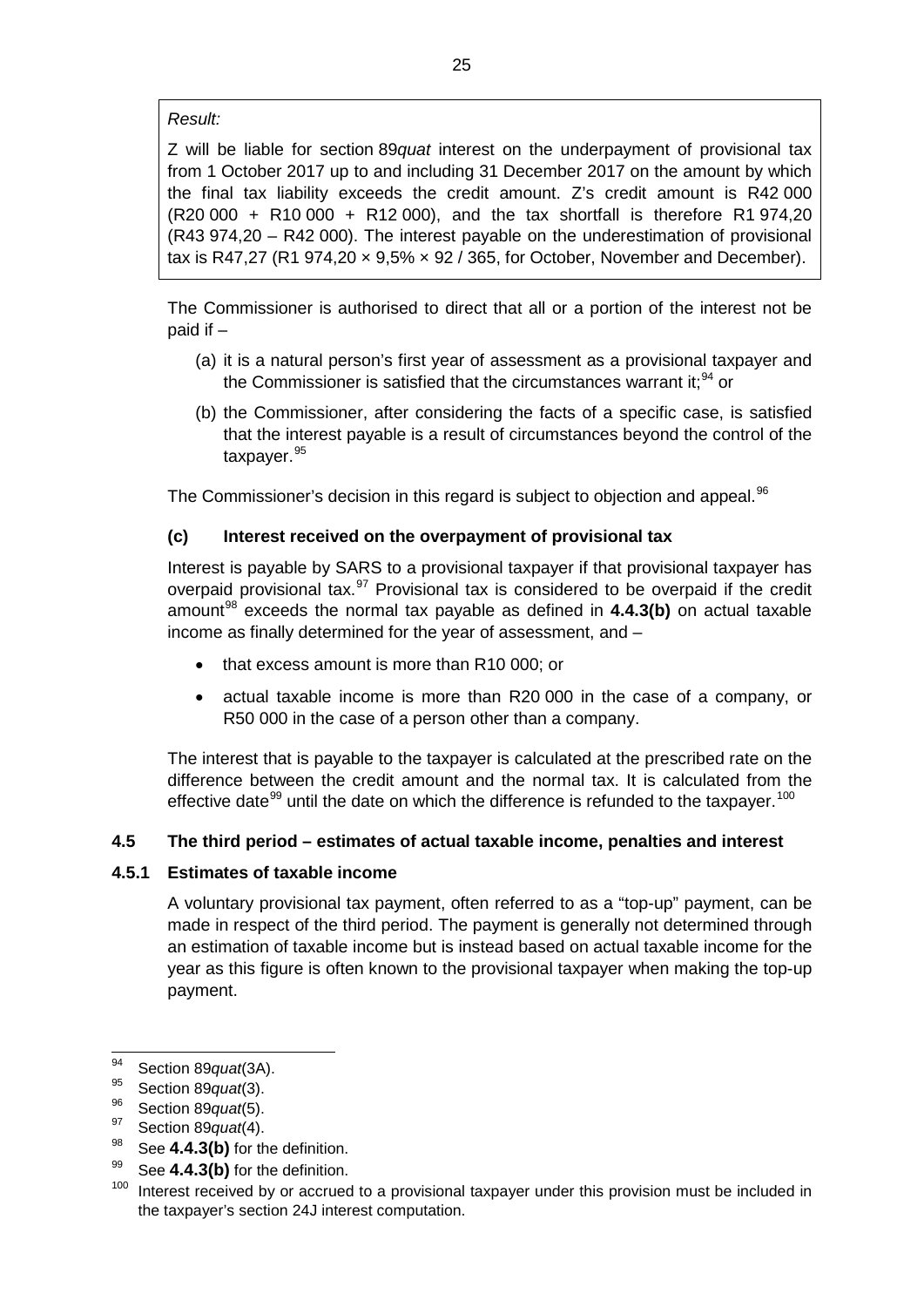*Result:*

Z will be liable for section 89*quat* interest on the underpayment of provisional tax from 1 October 2017 up to and including 31 December 2017 on the amount by which the final tax liability exceeds the credit amount. Z's credit amount is R42 000 (R20 000 + R10 000 + R12 000), and the tax shortfall is therefore R1 974,20 (R43 974,20 – R42 000). The interest payable on the underestimation of provisional tax is R47,27 (R1 974,20 × 9,5% × 92 / 365, for October, November and December).

The Commissioner is authorised to direct that all or a portion of the interest not be paid if –

(a) it is a natural person's first year of assessment as a provisional taxpayer and the Commissioner is satisfied that the circumstances warrant it;[94] or

(b) the Commissioner, after considering the facts of a specific case, is satisfied that the interest payable is a result of circumstances beyond the control of the taxpayer.[95]

The Commissioner's decision in this regard is subject to objection and appeal.[96]

### (c) Interest received on the overpayment of provisional tax

Interest is payable by SARS to a provisional taxpayer if that provisional taxpayer has overpaid provisional tax.[97] Provisional tax is considered to be overpaid if the credit amount[98] exceeds the normal tax payable as defined in **4.4.3(b)** on actual taxable income as finally determined for the year of assessment, and –

- that excess amount is more than R10 000; or
- actual taxable income is more than R20 000 in the case of a company, or R50 000 in the case of a person other than a company.

The interest that is payable to the taxpayer is calculated at the prescribed rate on the difference between the credit amount and the normal tax. It is calculated from the effective date[99] until the date on which the difference is refunded to the taxpayer.[100]

## 4.5 The third period – estimates of actual taxable income, penalties and interest

### 4.5.1 Estimates of taxable income

A voluntary provisional tax payment, often referred to as a "top-up" payment, can be made in respect of the third period. The payment is generally not determined through an estimation of taxable income but is instead based on actual taxable income for the year as this figure is often known to the provisional taxpayer when making the top-up payment.

---

[94] Section 89*quat*(3A).

[95] Section 89*quat*(3).

[96] Section 89*quat*(5).

[97] Section 89*quat*(4).

[98] See **4.4.3(b)** for the definition.

[99] See **4.4.3(b)** for the definition.

[100] Interest received by or accrued to a provisional taxpayer under this provision must be included in the taxpayer's section 24J interest computation.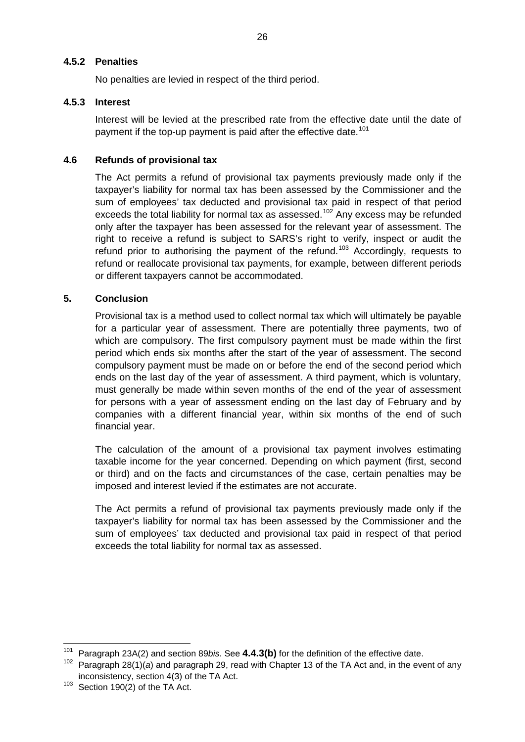### 4.5.2 Penalties

No penalties are levied in respect of the third period.

### 4.5.3 Interest

Interest will be levied at the prescribed rate from the effective date until the date of payment if the top-up payment is paid after the effective date.[101]

## 4.6 Refunds of provisional tax

The Act permits a refund of provisional tax payments previously made only if the taxpayer's liability for normal tax has been assessed by the Commissioner and the sum of employees' tax deducted and provisional tax paid in respect of that period exceeds the total liability for normal tax as assessed.[102] Any excess may be refunded only after the taxpayer has been assessed for the relevant year of assessment. The right to receive a refund is subject to SARS's right to verify, inspect or audit the refund prior to authorising the payment of the refund.[103] Accordingly, requests to refund or reallocate provisional tax payments, for example, between different periods or different taxpayers cannot be accommodated.

# 5. Conclusion

Provisional tax is a method used to collect normal tax which will ultimately be payable for a particular year of assessment. There are potentially three payments, two of which are compulsory. The first compulsory payment must be made within the first period which ends six months after the start of the year of assessment. The second compulsory payment must be made on or before the end of the second period which ends on the last day of the year of assessment. A third payment, which is voluntary, must generally be made within seven months of the end of the year of assessment for persons with a year of assessment ending on the last day of February and by companies with a different financial year, within six months of the end of such financial year.

The calculation of the amount of a provisional tax payment involves estimating taxable income for the year concerned. Depending on which payment (first, second or third) and on the facts and circumstances of the case, certain penalties may be imposed and interest levied if the estimates are not accurate.

The Act permits a refund of provisional tax payments previously made only if the taxpayer's liability for normal tax has been assessed by the Commissioner and the sum of employees' tax deducted and provisional tax paid in respect of that period exceeds the total liability for normal tax as assessed.

---

[101] Paragraph 23A(2) and section 89*bis*. See **4.4.3(b)** for the definition of the effective date.

[102] Paragraph 28(1)(*a*) and paragraph 29, read with Chapter 13 of the TA Act and, in the event of any inconsistency, section 4(3) of the TA Act.

[103] Section 190(2) of the TA Act.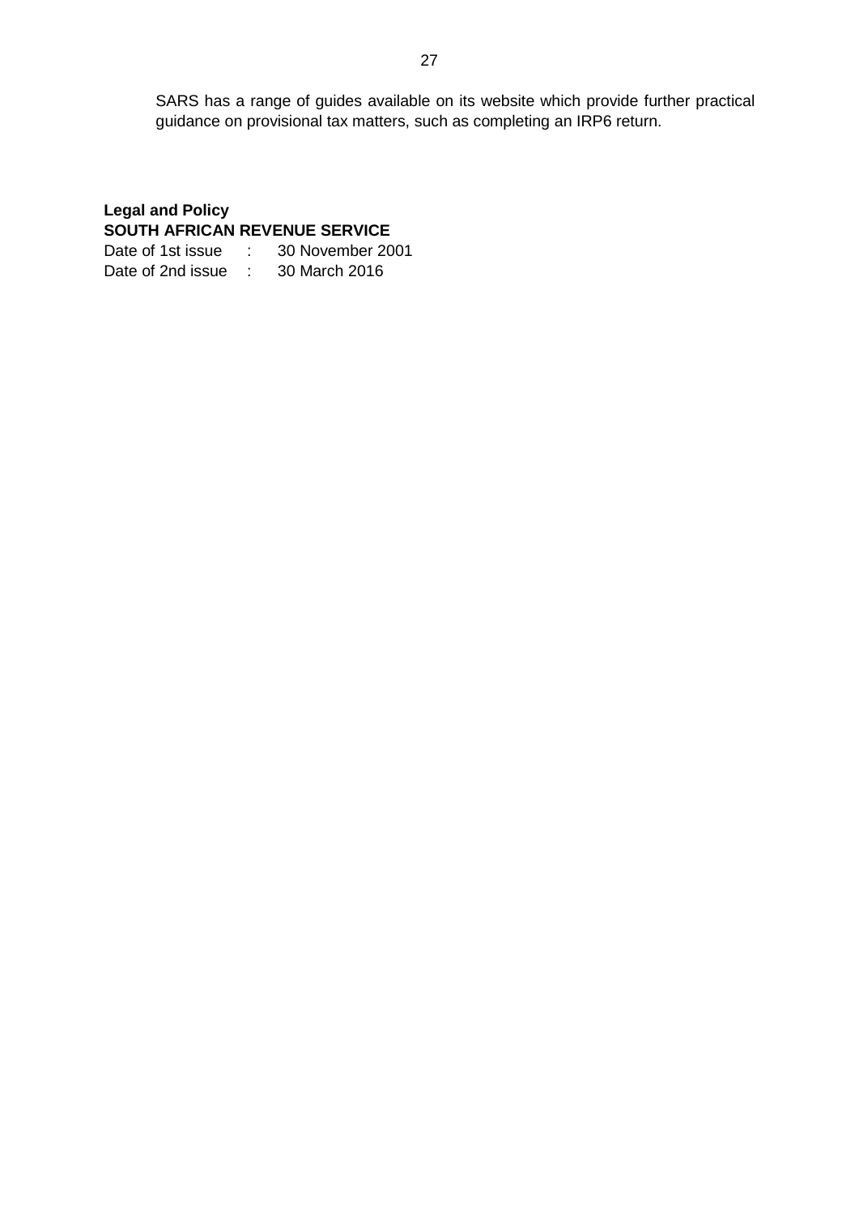SARS has a range of guides available on its website which provide further practical guidance on provisional tax matters, such as completing an IRP6 return.

**Legal and Policy**
**SOUTH AFRICAN REVENUE SERVICE**

Date of 1st issue : 30 November 2001
Date of 2nd issue : 30 March 2016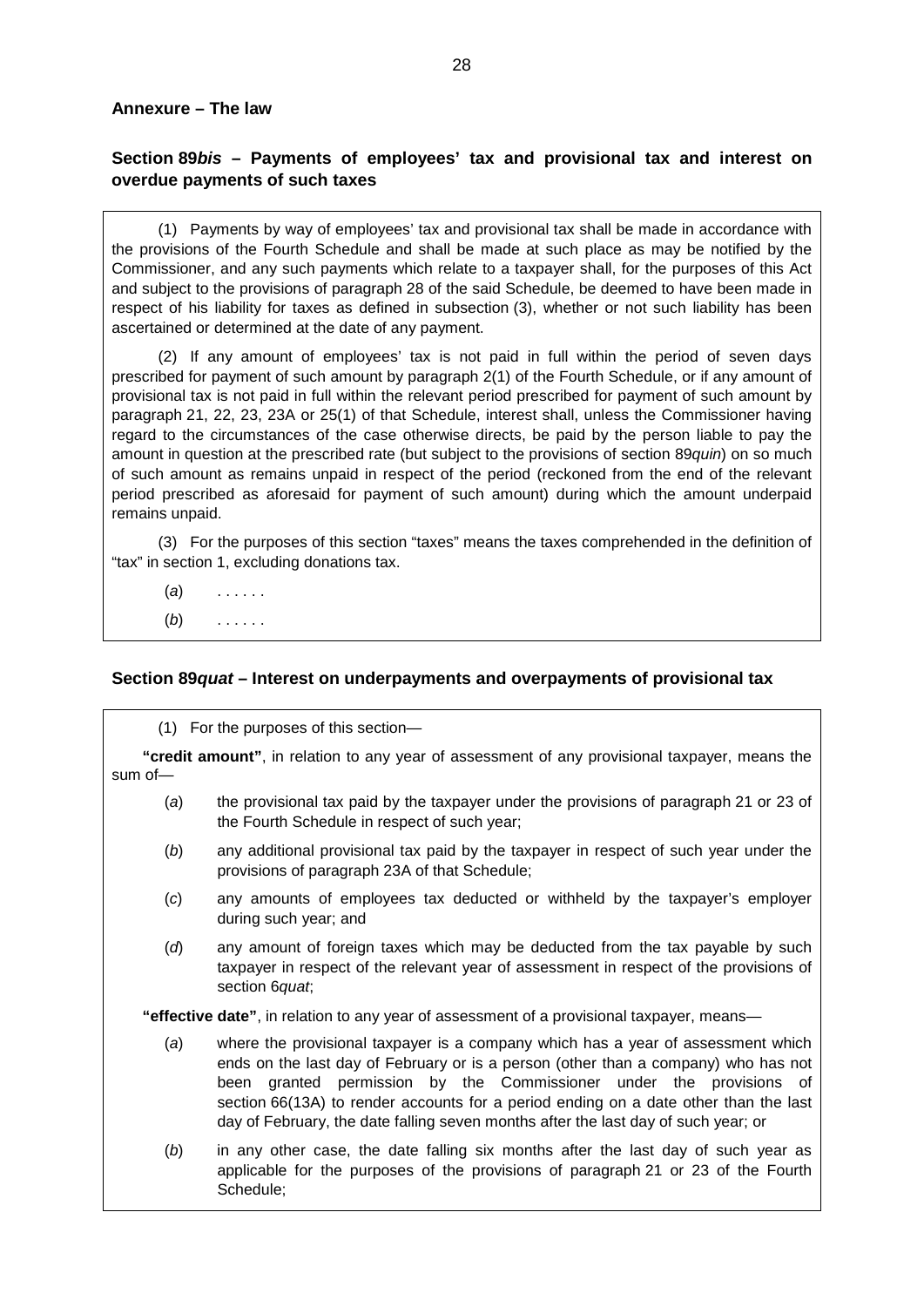## Annexure – The law

### Section 89*bis* – Payments of employees' tax and provisional tax and interest on overdue payments of such taxes

(1) Payments by way of employees' tax and provisional tax shall be made in accordance with the provisions of the Fourth Schedule and shall be made at such place as may be notified by the Commissioner, and any such payments which relate to a taxpayer shall, for the purposes of this Act and subject to the provisions of paragraph 28 of the said Schedule, be deemed to have been made in respect of his liability for taxes as defined in subsection (3), whether or not such liability has been ascertained or determined at the date of any payment.

(2) If any amount of employees' tax is not paid in full within the period of seven days prescribed for payment of such amount by paragraph 2(1) of the Fourth Schedule, or if any amount of provisional tax is not paid in full within the relevant period prescribed for payment of such amount by paragraph 21, 22, 23, 23A or 25(1) of that Schedule, interest shall, unless the Commissioner having regard to the circumstances of the case otherwise directs, be paid by the person liable to pay the amount in question at the prescribed rate (but subject to the provisions of section 89*quin*) on so much of such amount as remains unpaid in respect of the period (reckoned from the end of the relevant period prescribed as aforesaid for payment of such amount) during which the amount underpaid remains unpaid.

(3) For the purposes of this section "taxes" means the taxes comprehended in the definition of "tax" in section 1, excluding donations tax.

(*a*) . . . . . .

(*b*) . . . . . .

### Section 89*quat* – Interest on underpayments and overpayments of provisional tax

(1) For the purposes of this section—

**"credit amount"**, in relation to any year of assessment of any provisional taxpayer, means the sum of—

(*a*) the provisional tax paid by the taxpayer under the provisions of paragraph 21 or 23 of the Fourth Schedule in respect of such year;

(*b*) any additional provisional tax paid by the taxpayer in respect of such year under the provisions of paragraph 23A of that Schedule;

(*c*) any amounts of employees tax deducted or withheld by the taxpayer's employer during such year; and

(*d*) any amount of foreign taxes which may be deducted from the tax payable by such taxpayer in respect of the relevant year of assessment in respect of the provisions of section 6*quat*;

**"effective date"**, in relation to any year of assessment of a provisional taxpayer, means—

(*a*) where the provisional taxpayer is a company which has a year of assessment which ends on the last day of February or is a person (other than a company) who has not been granted permission by the Commissioner under the provisions of section 66(13A) to render accounts for a period ending on a date other than the last day of February, the date falling seven months after the last day of such year; or

(*b*) in any other case, the date falling six months after the last day of such year as applicable for the purposes of the provisions of paragraph 21 or 23 of the Fourth Schedule;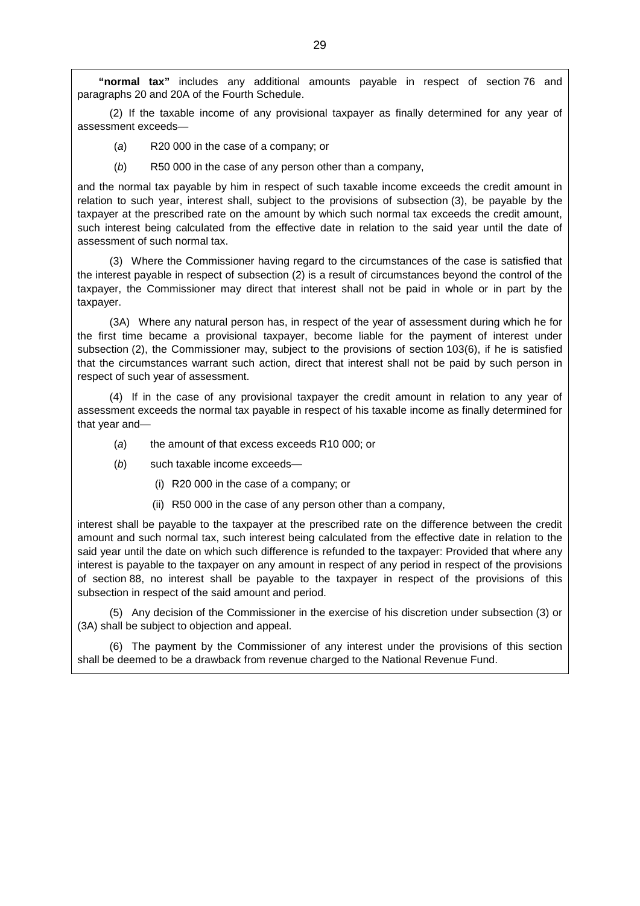**"normal tax"** includes any additional amounts payable in respect of section 76 and paragraphs 20 and 20A of the Fourth Schedule.

(2) If the taxable income of any provisional taxpayer as finally determined for any year of assessment exceeds—

(*a*) R20 000 in the case of a company; or

(*b*) R50 000 in the case of any person other than a company,

and the normal tax payable by him in respect of such taxable income exceeds the credit amount in relation to such year, interest shall, subject to the provisions of subsection (3), be payable by the taxpayer at the prescribed rate on the amount by which such normal tax exceeds the credit amount, such interest being calculated from the effective date in relation to the said year until the date of assessment of such normal tax.

(3) Where the Commissioner having regard to the circumstances of the case is satisfied that the interest payable in respect of subsection (2) is a result of circumstances beyond the control of the taxpayer, the Commissioner may direct that interest shall not be paid in whole or in part by the taxpayer.

(3A) Where any natural person has, in respect of the year of assessment during which he for the first time became a provisional taxpayer, become liable for the payment of interest under subsection (2), the Commissioner may, subject to the provisions of section 103(6), if he is satisfied that the circumstances warrant such action, direct that interest shall not be paid by such person in respect of such year of assessment.

(4) If in the case of any provisional taxpayer the credit amount in relation to any year of assessment exceeds the normal tax payable in respect of his taxable income as finally determined for that year and—

(*a*) the amount of that excess exceeds R10 000; or

(*b*) such taxable income exceeds—

(i) R20 000 in the case of a company; or

(ii) R50 000 in the case of any person other than a company,

interest shall be payable to the taxpayer at the prescribed rate on the difference between the credit amount and such normal tax, such interest being calculated from the effective date in relation to the said year until the date on which such difference is refunded to the taxpayer: Provided that where any interest is payable to the taxpayer on any amount in respect of any period in respect of the provisions of section 88, no interest shall be payable to the taxpayer in respect of the provisions of this subsection in respect of the said amount and period.

(5) Any decision of the Commissioner in the exercise of his discretion under subsection (3) or (3A) shall be subject to objection and appeal.

(6) The payment by the Commissioner of any interest under the provisions of this section shall be deemed to be a drawback from revenue charged to the National Revenue Fund.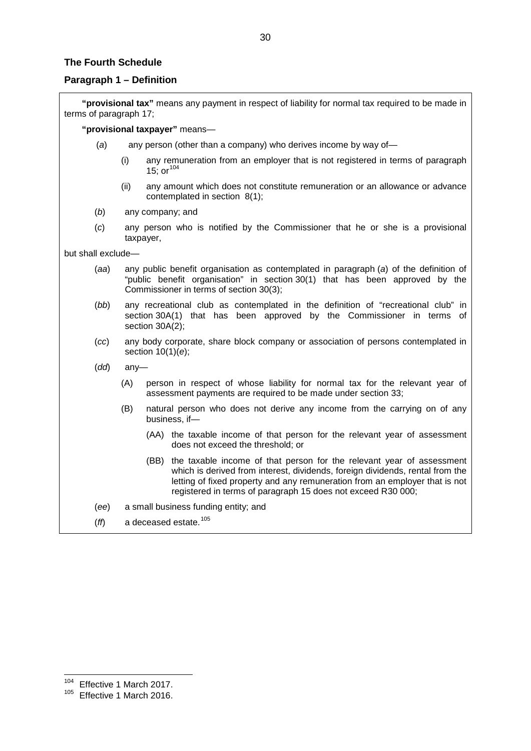### The Fourth Schedule

### Paragraph 1 – Definition

**"provisional tax"** means any payment in respect of liability for normal tax required to be made in terms of paragraph 17;

**"provisional taxpayer"** means—

(*a*) any person (other than a company) who derives income by way of—

(i) any remuneration from an employer that is not registered in terms of paragraph 15; or[104]

(ii) any amount which does not constitute remuneration or an allowance or advance contemplated in section 8(1);

(*b*) any company; and

(*c*) any person who is notified by the Commissioner that he or she is a provisional taxpayer,

but shall exclude—

(*aa*) any public benefit organisation as contemplated in paragraph (*a*) of the definition of "public benefit organisation" in section 30(1) that has been approved by the Commissioner in terms of section 30(3);

(*bb*) any recreational club as contemplated in the definition of "recreational club" in section 30A(1) that has been approved by the Commissioner in terms of section 30A(2);

(*cc*) any body corporate, share block company or association of persons contemplated in section 10(1)(*e*);

(*dd*) any—

(A) person in respect of whose liability for normal tax for the relevant year of assessment payments are required to be made under section 33;

(B) natural person who does not derive any income from the carrying on of any business, if—

(AA) the taxable income of that person for the relevant year of assessment does not exceed the threshold; or

(BB) the taxable income of that person for the relevant year of assessment which is derived from interest, dividends, foreign dividends, rental from the letting of fixed property and any remuneration from an employer that is not registered in terms of paragraph 15 does not exceed R30 000;

(*ee*) a small business funding entity; and

(*ff*) a deceased estate.[105]

---

[104] Effective 1 March 2017.

[105] Effective 1 March 2016.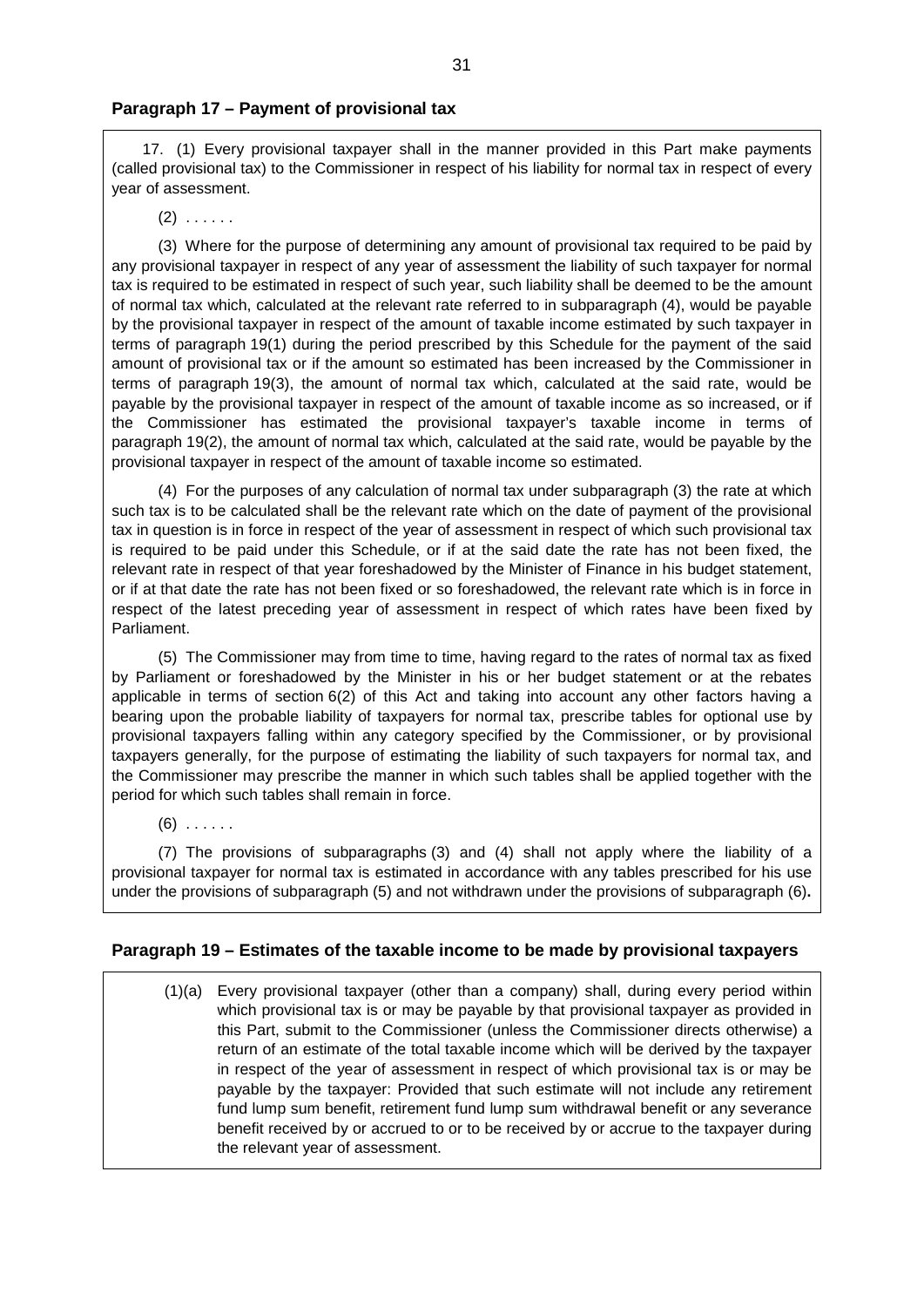### Paragraph 17 – Payment of provisional tax

17. (1) Every provisional taxpayer shall in the manner provided in this Part make payments (called provisional tax) to the Commissioner in respect of his liability for normal tax in respect of every year of assessment.

(2) . . . . . .

(3) Where for the purpose of determining any amount of provisional tax required to be paid by any provisional taxpayer in respect of any year of assessment the liability of such taxpayer for normal tax is required to be estimated in respect of such year, such liability shall be deemed to be the amount of normal tax which, calculated at the relevant rate referred to in subparagraph (4), would be payable by the provisional taxpayer in respect of the amount of taxable income estimated by such taxpayer in terms of paragraph 19(1) during the period prescribed by this Schedule for the payment of the said amount of provisional tax or if the amount so estimated has been increased by the Commissioner in terms of paragraph 19(3), the amount of normal tax which, calculated at the said rate, would be payable by the provisional taxpayer in respect of the amount of taxable income as so increased, or if the Commissioner has estimated the provisional taxpayer's taxable income in terms of paragraph 19(2), the amount of normal tax which, calculated at the said rate, would be payable by the provisional taxpayer in respect of the amount of taxable income so estimated.

(4) For the purposes of any calculation of normal tax under subparagraph (3) the rate at which such tax is to be calculated shall be the relevant rate which on the date of payment of the provisional tax in question is in force in respect of the year of assessment in respect of which such provisional tax is required to be paid under this Schedule, or if at the said date the rate has not been fixed, the relevant rate in respect of that year foreshadowed by the Minister of Finance in his budget statement, or if at that date the rate has not been fixed or so foreshadowed, the relevant rate which is in force in respect of the latest preceding year of assessment in respect of which rates have been fixed by Parliament.

(5) The Commissioner may from time to time, having regard to the rates of normal tax as fixed by Parliament or foreshadowed by the Minister in his or her budget statement or at the rebates applicable in terms of section 6(2) of this Act and taking into account any other factors having a bearing upon the probable liability of taxpayers for normal tax, prescribe tables for optional use by provisional taxpayers falling within any category specified by the Commissioner, or by provisional taxpayers generally, for the purpose of estimating the liability of such taxpayers for normal tax, and the Commissioner may prescribe the manner in which such tables shall be applied together with the period for which such tables shall remain in force.

(6) . . . . . .

(7) The provisions of subparagraphs (3) and (4) shall not apply where the liability of a provisional taxpayer for normal tax is estimated in accordance with any tables prescribed for his use under the provisions of subparagraph (5) and not withdrawn under the provisions of subparagraph (6).

### Paragraph 19 – Estimates of the taxable income to be made by provisional taxpayers

(1)(a) Every provisional taxpayer (other than a company) shall, during every period within which provisional tax is or may be payable by that provisional taxpayer as provided in this Part, submit to the Commissioner (unless the Commissioner directs otherwise) a return of an estimate of the total taxable income which will be derived by the taxpayer in respect of the year of assessment in respect of which provisional tax is or may be payable by the taxpayer: Provided that such estimate will not include any retirement fund lump sum benefit, retirement fund lump sum withdrawal benefit or any severance benefit received by or accrued to or to be received by or accrue to the taxpayer during the relevant year of assessment.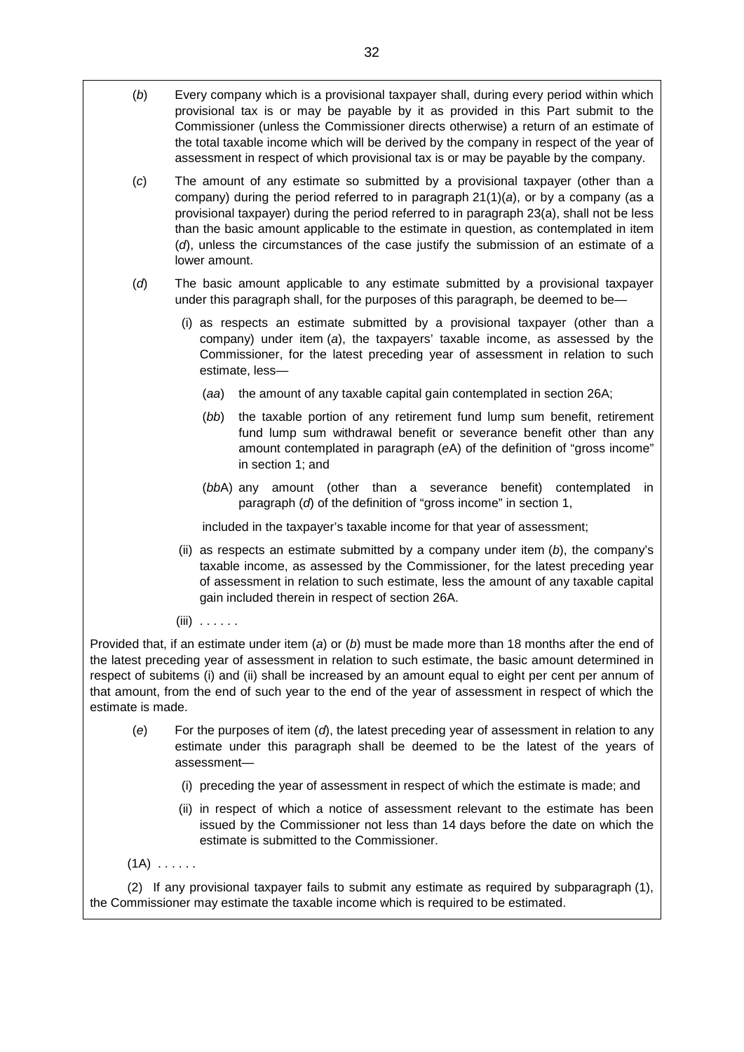(*b*) Every company which is a provisional taxpayer shall, during every period within which provisional tax is or may be payable by it as provided in this Part submit to the Commissioner (unless the Commissioner directs otherwise) a return of an estimate of the total taxable income which will be derived by the company in respect of the year of assessment in respect of which provisional tax is or may be payable by the company.

(*c*) The amount of any estimate so submitted by a provisional taxpayer (other than a company) during the period referred to in paragraph 21(1)(*a*), or by a company (as a provisional taxpayer) during the period referred to in paragraph 23(a), shall not be less than the basic amount applicable to the estimate in question, as contemplated in item (*d*), unless the circumstances of the case justify the submission of an estimate of a lower amount.

(*d*) The basic amount applicable to any estimate submitted by a provisional taxpayer under this paragraph shall, for the purposes of this paragraph, be deemed to be—

(i) as respects an estimate submitted by a provisional taxpayer (other than a company) under item (*a*), the taxpayers' taxable income, as assessed by the Commissioner, for the latest preceding year of assessment in relation to such estimate, less—

(*aa*) the amount of any taxable capital gain contemplated in section 26A;

(*bb*) the taxable portion of any retirement fund lump sum benefit, retirement fund lump sum withdrawal benefit or severance benefit other than any amount contemplated in paragraph (*e*A) of the definition of "gross income" in section 1; and

(*bb*A) any amount (other than a severance benefit) contemplated in paragraph (*d*) of the definition of "gross income" in section 1,

included in the taxpayer's taxable income for that year of assessment;

(ii) as respects an estimate submitted by a company under item (*b*), the company's taxable income, as assessed by the Commissioner, for the latest preceding year of assessment in relation to such estimate, less the amount of any taxable capital gain included therein in respect of section 26A.

(iii) . . . . . .

Provided that, if an estimate under item (*a*) or (*b*) must be made more than 18 months after the end of the latest preceding year of assessment in relation to such estimate, the basic amount determined in respect of subitems (i) and (ii) shall be increased by an amount equal to eight per cent per annum of that amount, from the end of such year to the end of the year of assessment in respect of which the estimate is made.

(*e*) For the purposes of item (*d*), the latest preceding year of assessment in relation to any estimate under this paragraph shall be deemed to be the latest of the years of assessment—

(i) preceding the year of assessment in respect of which the estimate is made; and

(ii) in respect of which a notice of assessment relevant to the estimate has been issued by the Commissioner not less than 14 days before the date on which the estimate is submitted to the Commissioner.

(1A) . . . . . .

(2) If any provisional taxpayer fails to submit any estimate as required by subparagraph (1), the Commissioner may estimate the taxable income which is required to be estimated.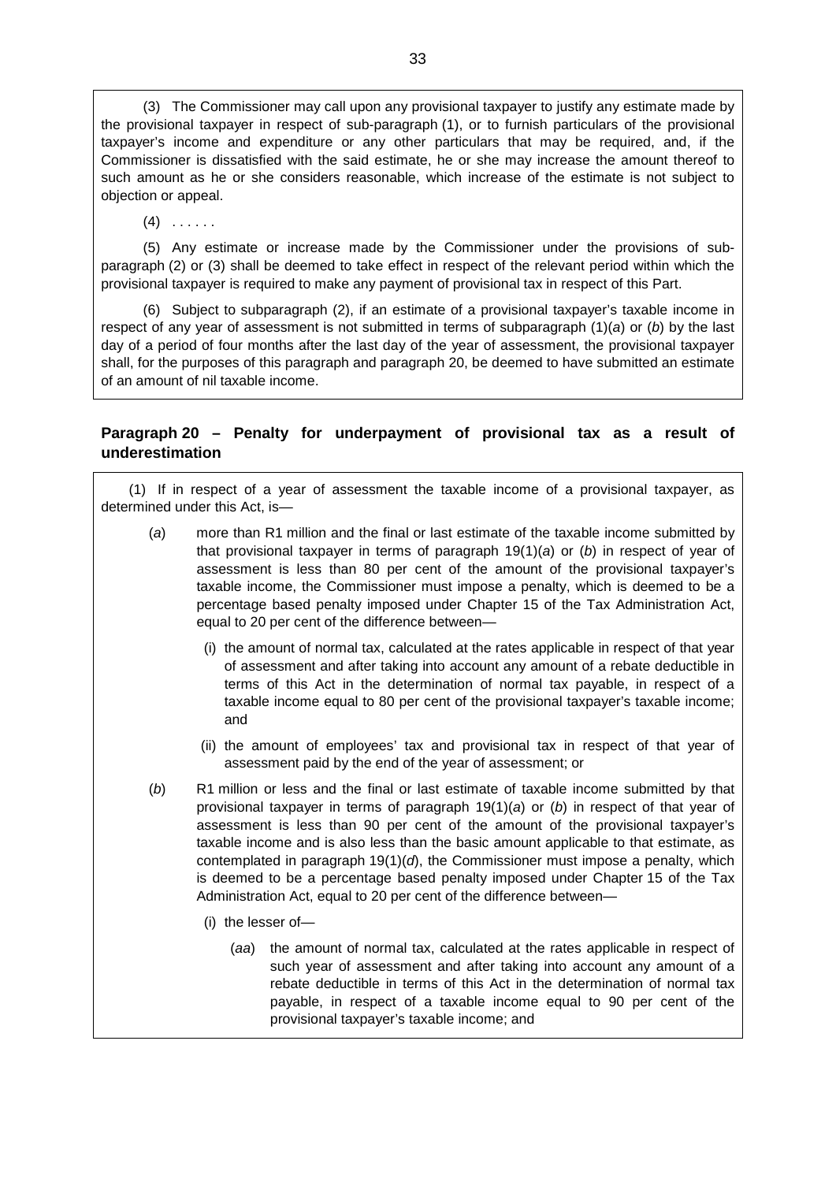(3) The Commissioner may call upon any provisional taxpayer to justify any estimate made by the provisional taxpayer in respect of sub-paragraph (1), or to furnish particulars of the provisional taxpayer's income and expenditure or any other particulars that may be required, and, if the Commissioner is dissatisfied with the said estimate, he or she may increase the amount thereof to such amount as he or she considers reasonable, which increase of the estimate is not subject to objection or appeal.

(4) . . . . . .

(5) Any estimate or increase made by the Commissioner under the provisions of sub-paragraph (2) or (3) shall be deemed to take effect in respect of the relevant period within which the provisional taxpayer is required to make any payment of provisional tax in respect of this Part.

(6) Subject to subparagraph (2), if an estimate of a provisional taxpayer's taxable income in respect of any year of assessment is not submitted in terms of subparagraph (1)(*a*) or (*b*) by the last day of a period of four months after the last day of the year of assessment, the provisional taxpayer shall, for the purposes of this paragraph and paragraph 20, be deemed to have submitted an estimate of an amount of nil taxable income.

## Paragraph 20 – Penalty for underpayment of provisional tax as a result of underestimation

(1) If in respect of a year of assessment the taxable income of a provisional taxpayer, as determined under this Act, is—

(*a*) more than R1 million and the final or last estimate of the taxable income submitted by that provisional taxpayer in terms of paragraph 19(1)(*a*) or (*b*) in respect of year of assessment is less than 80 per cent of the amount of the provisional taxpayer's taxable income, the Commissioner must impose a penalty, which is deemed to be a percentage based penalty imposed under Chapter 15 of the Tax Administration Act, equal to 20 per cent of the difference between—

(i) the amount of normal tax, calculated at the rates applicable in respect of that year of assessment and after taking into account any amount of a rebate deductible in terms of this Act in the determination of normal tax payable, in respect of a taxable income equal to 80 per cent of the provisional taxpayer's taxable income; and

(ii) the amount of employees' tax and provisional tax in respect of that year of assessment paid by the end of the year of assessment; or

(*b*) R1 million or less and the final or last estimate of taxable income submitted by that provisional taxpayer in terms of paragraph 19(1)(*a*) or (*b*) in respect of that year of assessment is less than 90 per cent of the amount of the provisional taxpayer's taxable income and is also less than the basic amount applicable to that estimate, as contemplated in paragraph 19(1)(*d*), the Commissioner must impose a penalty, which is deemed to be a percentage based penalty imposed under Chapter 15 of the Tax Administration Act, equal to 20 per cent of the difference between—

(i) the lesser of—

(*aa*) the amount of normal tax, calculated at the rates applicable in respect of such year of assessment and after taking into account any amount of a rebate deductible in terms of this Act in the determination of normal tax payable, in respect of a taxable income equal to 90 per cent of the provisional taxpayer's taxable income; and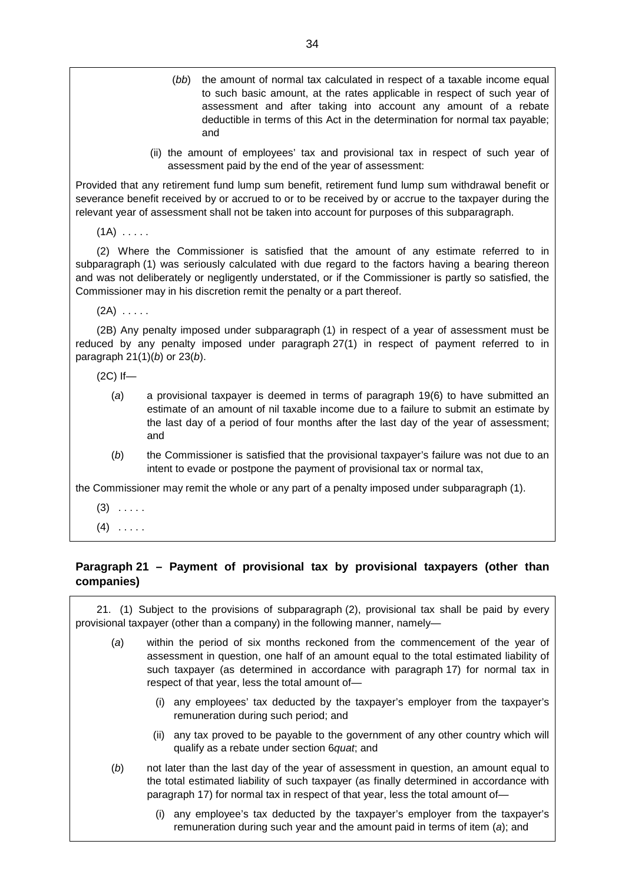(*bb*) the amount of normal tax calculated in respect of a taxable income equal to such basic amount, at the rates applicable in respect of such year of assessment and after taking into account any amount of a rebate deductible in terms of this Act in the determination for normal tax payable; and

(ii) the amount of employees' tax and provisional tax in respect of such year of assessment paid by the end of the year of assessment:

Provided that any retirement fund lump sum benefit, retirement fund lump sum withdrawal benefit or severance benefit received by or accrued to or to be received by or accrue to the taxpayer during the relevant year of assessment shall not be taken into account for purposes of this subparagraph.

(1A) . . . . .

(2) Where the Commissioner is satisfied that the amount of any estimate referred to in subparagraph (1) was seriously calculated with due regard to the factors having a bearing thereon and was not deliberately or negligently understated, or if the Commissioner is partly so satisfied, the Commissioner may in his discretion remit the penalty or a part thereof.

(2A) . . . . .

(2B) Any penalty imposed under subparagraph (1) in respect of a year of assessment must be reduced by any penalty imposed under paragraph 27(1) in respect of payment referred to in paragraph 21(1)(*b*) or 23(*b*).

(2C) If—

(*a*) a provisional taxpayer is deemed in terms of paragraph 19(6) to have submitted an estimate of an amount of nil taxable income due to a failure to submit an estimate by the last day of a period of four months after the last day of the year of assessment; and

(*b*) the Commissioner is satisfied that the provisional taxpayer's failure was not due to an intent to evade or postpone the payment of provisional tax or normal tax,

the Commissioner may remit the whole or any part of a penalty imposed under subparagraph (1).

(3) . . . . .

(4) . . . . .

### Paragraph 21 – Payment of provisional tax by provisional taxpayers (other than companies)

21. (1) Subject to the provisions of subparagraph (2), provisional tax shall be paid by every provisional taxpayer (other than a company) in the following manner, namely—

(*a*) within the period of six months reckoned from the commencement of the year of assessment in question, one half of an amount equal to the total estimated liability of such taxpayer (as determined in accordance with paragraph 17) for normal tax in respect of that year, less the total amount of—

(i) any employees' tax deducted by the taxpayer's employer from the taxpayer's remuneration during such period; and

(ii) any tax proved to be payable to the government of any other country which will qualify as a rebate under section 6*quat*; and

(*b*) not later than the last day of the year of assessment in question, an amount equal to the total estimated liability of such taxpayer (as finally determined in accordance with paragraph 17) for normal tax in respect of that year, less the total amount of—

(i) any employee's tax deducted by the taxpayer's employer from the taxpayer's remuneration during such year and the amount paid in terms of item (*a*); and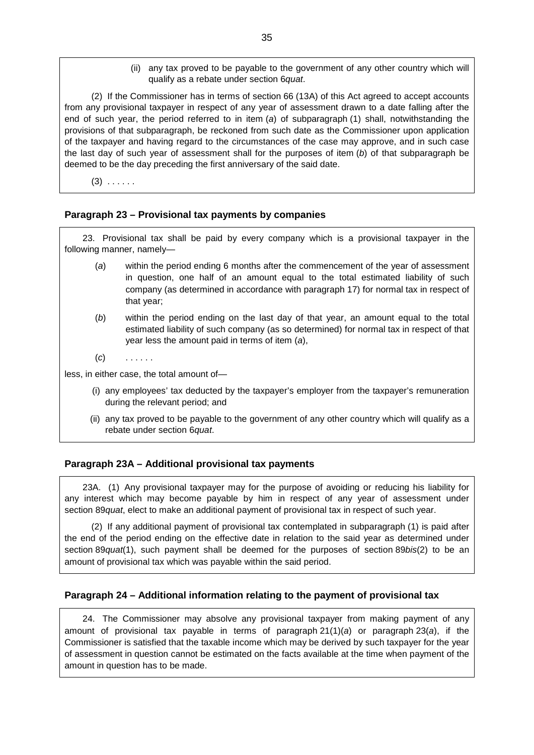(ii) any tax proved to be payable to the government of any other country which will qualify as a rebate under section 6*quat*.

(2) If the Commissioner has in terms of section 66 (13A) of this Act agreed to accept accounts from any provisional taxpayer in respect of any year of assessment drawn to a date falling after the end of such year, the period referred to in item (*a*) of subparagraph (1) shall, notwithstanding the provisions of that subparagraph, be reckoned from such date as the Commissioner upon application of the taxpayer and having regard to the circumstances of the case may approve, and in such case the last day of such year of assessment shall for the purposes of item (*b*) of that subparagraph be deemed to be the day preceding the first anniversary of the said date.

(3) . . . . . .

### Paragraph 23 – Provisional tax payments by companies

23. Provisional tax shall be paid by every company which is a provisional taxpayer in the following manner, namely—

(*a*) within the period ending 6 months after the commencement of the year of assessment in question, one half of an amount equal to the total estimated liability of such company (as determined in accordance with paragraph 17) for normal tax in respect of that year;

(*b*) within the period ending on the last day of that year, an amount equal to the total estimated liability of such company (as so determined) for normal tax in respect of that year less the amount paid in terms of item (*a*),

(*c*) . . . . . .

less, in either case, the total amount of—

(i) any employees' tax deducted by the taxpayer's employer from the taxpayer's remuneration during the relevant period; and

(ii) any tax proved to be payable to the government of any other country which will qualify as a rebate under section 6*quat*.

### Paragraph 23A – Additional provisional tax payments

23A. (1) Any provisional taxpayer may for the purpose of avoiding or reducing his liability for any interest which may become payable by him in respect of any year of assessment under section 89*quat*, elect to make an additional payment of provisional tax in respect of such year.

(2) If any additional payment of provisional tax contemplated in subparagraph (1) is paid after the end of the period ending on the effective date in relation to the said year as determined under section 89*quat*(1), such payment shall be deemed for the purposes of section 89*bis*(2) to be an amount of provisional tax which was payable within the said period.

### Paragraph 24 – Additional information relating to the payment of provisional tax

24. The Commissioner may absolve any provisional taxpayer from making payment of any amount of provisional tax payable in terms of paragraph 21(1)(*a*) or paragraph 23(*a*), if the Commissioner is satisfied that the taxable income which may be derived by such taxpayer for the year of assessment in question cannot be estimated on the facts available at the time when payment of the amount in question has to be made.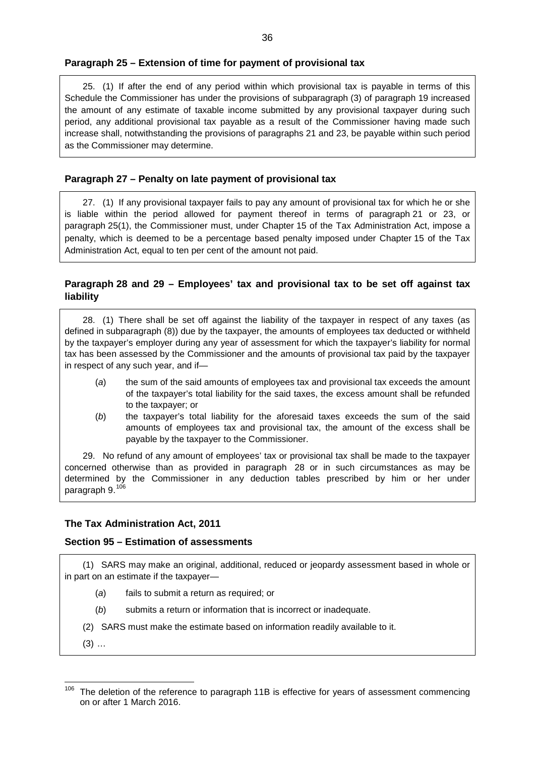### Paragraph 25 – Extension of time for payment of provisional tax

25. (1) If after the end of any period within which provisional tax is payable in terms of this Schedule the Commissioner has under the provisions of subparagraph (3) of paragraph 19 increased the amount of any estimate of taxable income submitted by any provisional taxpayer during such period, any additional provisional tax payable as a result of the Commissioner having made such increase shall, notwithstanding the provisions of paragraphs 21 and 23, be payable within such period as the Commissioner may determine.

### Paragraph 27 – Penalty on late payment of provisional tax

27. (1) If any provisional taxpayer fails to pay any amount of provisional tax for which he or she is liable within the period allowed for payment thereof in terms of paragraph 21 or 23, or paragraph 25(1), the Commissioner must, under Chapter 15 of the Tax Administration Act, impose a penalty, which is deemed to be a percentage based penalty imposed under Chapter 15 of the Tax Administration Act, equal to ten per cent of the amount not paid.

### Paragraph 28 and 29 – Employees' tax and provisional tax to be set off against tax liability

28. (1) There shall be set off against the liability of the taxpayer in respect of any taxes (as defined in subparagraph (8)) due by the taxpayer, the amounts of employees tax deducted or withheld by the taxpayer's employer during any year of assessment for which the taxpayer's liability for normal tax has been assessed by the Commissioner and the amounts of provisional tax paid by the taxpayer in respect of any such year, and if—

- (*a*) the sum of the said amounts of employees tax and provisional tax exceeds the amount of the taxpayer's total liability for the said taxes, the excess amount shall be refunded to the taxpayer; or
- (*b*) the taxpayer's total liability for the aforesaid taxes exceeds the sum of the said amounts of employees tax and provisional tax, the amount of the excess shall be payable by the taxpayer to the Commissioner.

29. No refund of any amount of employees' tax or provisional tax shall be made to the taxpayer concerned otherwise than as provided in paragraph 28 or in such circumstances as may be determined by the Commissioner in any deduction tables prescribed by him or her under paragraph 9.[106]

### The Tax Administration Act, 2011

### Section 95 – Estimation of assessments

(1) SARS may make an original, additional, reduced or jeopardy assessment based in whole or in part on an estimate if the taxpayer—

- (*a*) fails to submit a return as required; or
- (*b*) submits a return or information that is incorrect or inadequate.

(2) SARS must make the estimate based on information readily available to it.

(3) …

---

[106] The deletion of the reference to paragraph 11B is effective for years of assessment commencing on or after 1 March 2016.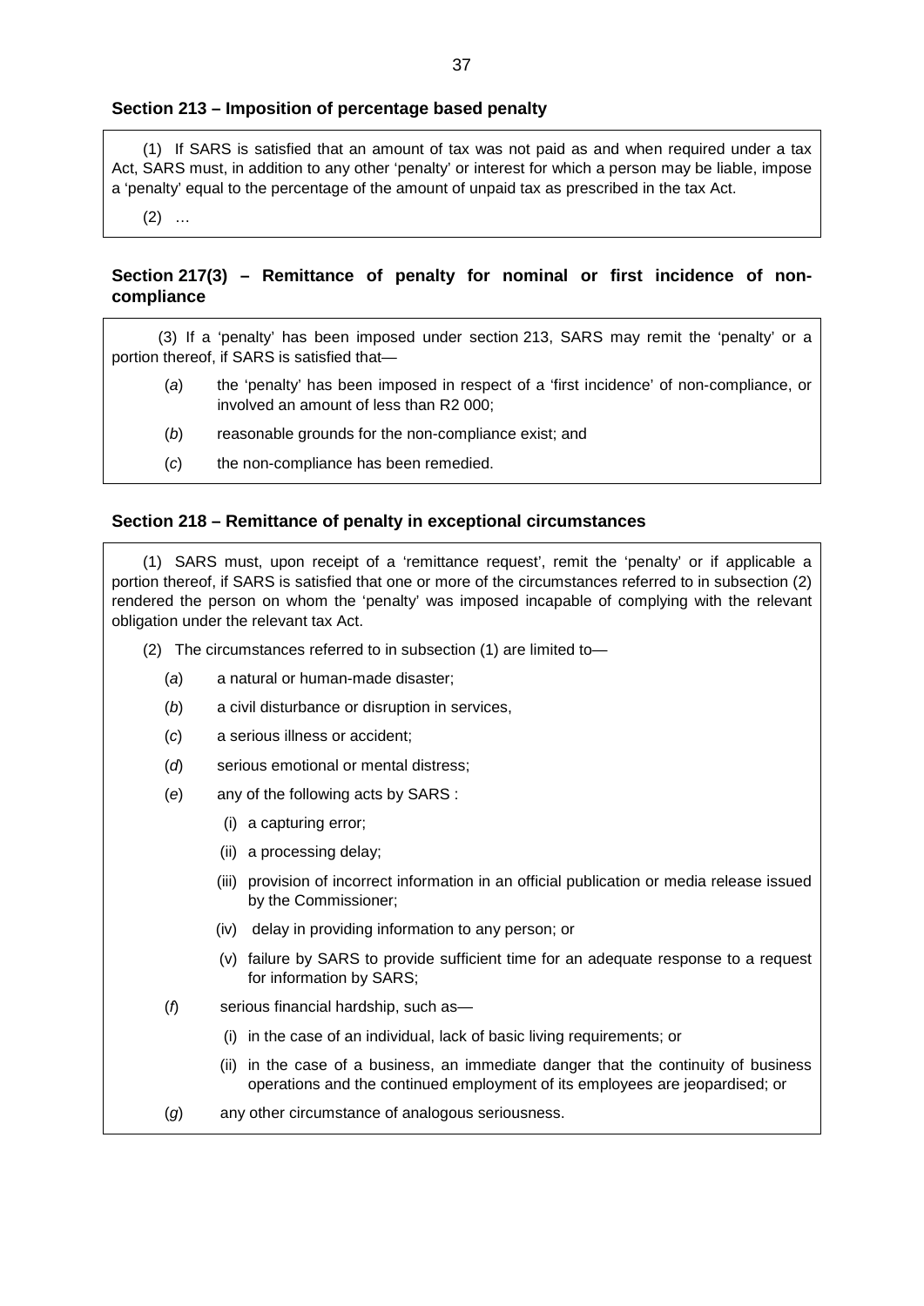### Section 213 – Imposition of percentage based penalty

(1) If SARS is satisfied that an amount of tax was not paid as and when required under a tax Act, SARS must, in addition to any other 'penalty' or interest for which a person may be liable, impose a 'penalty' equal to the percentage of the amount of unpaid tax as prescribed in the tax Act.

(2) …

### Section 217(3) – Remittance of penalty for nominal or first incidence of non-compliance

(3) If a 'penalty' has been imposed under section 213, SARS may remit the 'penalty' or a portion thereof, if SARS is satisfied that—

(*a*) the 'penalty' has been imposed in respect of a 'first incidence' of non-compliance, or involved an amount of less than R2 000;

(*b*) reasonable grounds for the non-compliance exist; and

(*c*) the non-compliance has been remedied.

### Section 218 – Remittance of penalty in exceptional circumstances

(1) SARS must, upon receipt of a 'remittance request', remit the 'penalty' or if applicable a portion thereof, if SARS is satisfied that one or more of the circumstances referred to in subsection (2) rendered the person on whom the 'penalty' was imposed incapable of complying with the relevant obligation under the relevant tax Act.

(2) The circumstances referred to in subsection (1) are limited to—

(*a*) a natural or human-made disaster;

(*b*) a civil disturbance or disruption in services,

(*c*) a serious illness or accident;

(*d*) serious emotional or mental distress;

(*e*) any of the following acts by SARS :

(i) a capturing error;

(ii) a processing delay;

(iii) provision of incorrect information in an official publication or media release issued by the Commissioner;

(iv) delay in providing information to any person; or

(v) failure by SARS to provide sufficient time for an adequate response to a request for information by SARS;

(*f*) serious financial hardship, such as—

(i) in the case of an individual, lack of basic living requirements; or

(ii) in the case of a business, an immediate danger that the continuity of business operations and the continued employment of its employees are jeopardised; or

(*g*) any other circumstance of analogous seriousness.